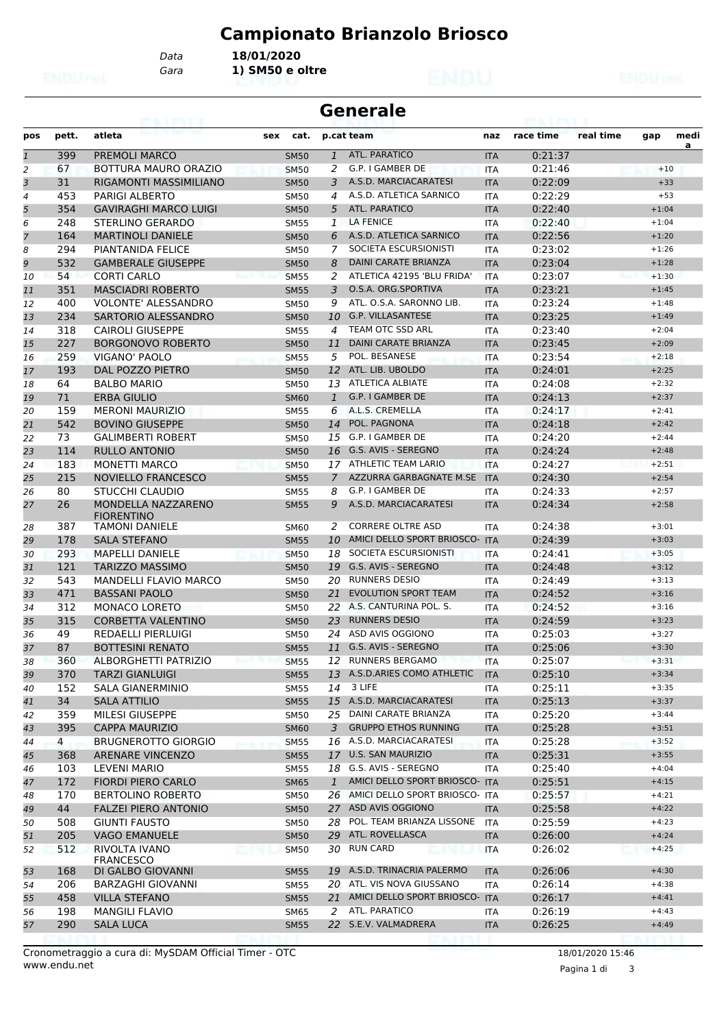# Campionato Brianzolo Briosco

Data **18/01/2020**

Gara **1) SM50 e oltre**

## Generale

| pos | pett. | atleta | sex | cat. | p.cat | team | naz | race time | real time | gap | media |
|---|---|---|---|---|---|---|---|---|---|---|---|
| 1 | 399 | PREMOLI MARCO | | SM50 | 1 | ATL. PARATICO | ITA | 0:21:37 | | | |
| 2 | 67 | BOTTURA MAURO ORAZIO | | SM50 | 2 | G.P. I GAMBER DE | ITA | 0:21:46 | | +10 | |
| 3 | 31 | RIGAMONTI MASSIMILIANO | | SM50 | 3 | A.S.D. MARCIACARATESI | ITA | 0:22:09 | | +33 | |
| 4 | 453 | PARIGI ALBERTO | | SM50 | 4 | A.S.D. ATLETICA SARNICO | ITA | 0:22:29 | | +53 | |
| 5 | 354 | GAVIRAGHI MARCO LUIGI | | SM50 | 5 | ATL. PARATICO | ITA | 0:22:40 | | +1:04 | |
| 6 | 248 | STERLINO GERARDO | | SM55 | 1 | LA FENICE | ITA | 0:22:40 | | +1:04 | |
| 7 | 164 | MARTINOLI DANIELE | | SM50 | 6 | A.S.D. ATLETICA SARNICO | ITA | 0:22:56 | | +1:20 | |
| 8 | 294 | PIANTANIDA FELICE | | SM50 | 7 | SOCIETA ESCURSIONISTI | ITA | 0:23:02 | | +1:26 | |
| 9 | 532 | GAMBERALE GIUSEPPE | | SM50 | 8 | DAINI CARATE BRIANZA | ITA | 0:23:04 | | +1:28 | |
| 10 | 54 | CORTI CARLO | | SM55 | 2 | ATLETICA 42195 'BLU FRIDA' | ITA | 0:23:07 | | +1:30 | |
| 11 | 351 | MASCIADRI ROBERTO | | SM55 | 3 | O.S.A. ORG.SPORTIVA | ITA | 0:23:21 | | +1:45 | |
| 12 | 400 | VOLONTE' ALESSANDRO | | SM50 | 9 | ATL. O.S.A. SARONNO LIB. | ITA | 0:23:24 | | +1:48 | |
| 13 | 234 | SARTORIO ALESSANDRO | | SM50 | 10 | G.P. VILLASANTESE | ITA | 0:23:25 | | +1:49 | |
| 14 | 318 | CAIROLI GIUSEPPE | | SM55 | 4 | TEAM OTC SSD ARL | ITA | 0:23:40 | | +2:04 | |
| 15 | 227 | BORGONOVO ROBERTO | | SM50 | 11 | DAINI CARATE BRIANZA | ITA | 0:23:45 | | +2:09 | |
| 16 | 259 | VIGANO' PAOLO | | SM55 | 5 | POL. BESANESE | ITA | 0:23:54 | | +2:18 | |
| 17 | 193 | DAL POZZO PIETRO | | SM50 | 12 | ATL. LIB. UBOLDO | ITA | 0:24:01 | | +2:25 | |
| 18 | 64 | BALBO MARIO | | SM50 | 13 | ATLETICA ALBIATE | ITA | 0:24:08 | | +2:32 | |
| 19 | 71 | ERBA GIULIO | | SM60 | 1 | G.P. I GAMBER DE | ITA | 0:24:13 | | +2:37 | |
| 20 | 159 | MERONI MAURIZIO | | SM55 | 6 | A.L.S. CREMELLA | ITA | 0:24:17 | | +2:41 | |
| 21 | 542 | BOVINO GIUSEPPE | | SM50 | 14 | POL. PAGNONA | ITA | 0:24:18 | | +2:42 | |
| 22 | 73 | GALIMBERTI ROBERT | | SM50 | 15 | G.P. I GAMBER DE | ITA | 0:24:20 | | +2:44 | |
| 23 | 114 | RULLO ANTONIO | | SM50 | 16 | G.S. AVIS - SEREGNO | ITA | 0:24:24 | | +2:48 | |
| 24 | 183 | MONETTI MARCO | | SM50 | 17 | ATHLETIC TEAM LARIO | ITA | 0:24:27 | | +2:51 | |
| 25 | 215 | NOVIELLO FRANCESCO | | SM55 | 7 | AZZURRA GARBAGNATE M.SE | ITA | 0:24:30 | | +2:54 | |
| 26 | 80 | STUCCHI CLAUDIO | | SM55 | 8 | G.P. I GAMBER DE | ITA | 0:24:33 | | +2:57 | |
| 27 | 26 | MONDELLA NAZZARENO FIORENTINO | | SM55 | 9 | A.S.D. MARCIACARATESI | ITA | 0:24:34 | | +2:58 | |
| 28 | 387 | TAMONI DANIELE | | SM60 | 2 | CORRERE OLTRE ASD | ITA | 0:24:38 | | +3:01 | |
| 29 | 178 | SALA STEFANO | | SM55 | 10 | AMICI DELLO SPORT BRIOSCO- | ITA | 0:24:39 | | +3:03 | |
| 30 | 293 | MAPELLI DANIELE | | SM50 | 18 | SOCIETA ESCURSIONISTI | ITA | 0:24:41 | | +3:05 | |
| 31 | 121 | TARIZZO MASSIMO | | SM50 | 19 | G.S. AVIS - SEREGNO | ITA | 0:24:48 | | +3:12 | |
| 32 | 543 | MANDELLI FLAVIO MARCO | | SM50 | 20 | RUNNERS DESIO | ITA | 0:24:49 | | +3:13 | |
| 33 | 471 | BASSANI PAOLO | | SM50 | 21 | EVOLUTION SPORT TEAM | ITA | 0:24:52 | | +3:16 | |
| 34 | 312 | MONACO LORETO | | SM50 | 22 | A.S. CANTURINA POL. S. | ITA | 0:24:52 | | +3:16 | |
| 35 | 315 | CORBETTA VALENTINO | | SM50 | 23 | RUNNERS DESIO | ITA | 0:24:59 | | +3:23 | |
| 36 | 49 | REDAELLI PIERLUIGI | | SM50 | 24 | ASD AVIS OGGIONO | ITA | 0:25:03 | | +3:27 | |
| 37 | 87 | BOTTESINI RENATO | | SM55 | 11 | G.S. AVIS - SEREGNO | ITA | 0:25:06 | | +3:30 | |
| 38 | 360 | ALBORGHETTI PATRIZIO | | SM55 | 12 | RUNNERS BERGAMO | ITA | 0:25:07 | | +3:31 | |
| 39 | 370 | TARZI GIANLUIGI | | SM55 | 13 | A.S.D.ARIES COMO ATHLETIC | ITA | 0:25:10 | | +3:34 | |
| 40 | 152 | SALA GIANERMINIO | | SM55 | 14 | 3 LIFE | ITA | 0:25:11 | | +3:35 | |
| 41 | 34 | SALA ATTILIO | | SM55 | 15 | A.S.D. MARCIACARATESI | ITA | 0:25:13 | | +3:37 | |
| 42 | 359 | MILESI GIUSEPPE | | SM50 | 25 | DAINI CARATE BRIANZA | ITA | 0:25:20 | | +3:44 | |
| 43 | 395 | CAPPA MAURIZIO | | SM60 | 3 | GRUPPO ETHOS RUNNING | ITA | 0:25:28 | | +3:51 | |
| 44 | 4 | BRUGNEROTTO GIORGIO | | SM55 | 16 | A.S.D. MARCIACARATESI | ITA | 0:25:28 | | +3:52 | |
| 45 | 368 | ARENARE VINCENZO | | SM55 | 17 | U.S. SAN MAURIZIO | ITA | 0:25:31 | | +3:55 | |
| 46 | 103 | LEVENI MARIO | | SM55 | 18 | G.S. AVIS - SEREGNO | ITA | 0:25:40 | | +4:04 | |
| 47 | 172 | FIORDI PIERO CARLO | | SM65 | 1 | AMICI DELLO SPORT BRIOSCO- | ITA | 0:25:51 | | +4:15 | |
| 48 | 170 | BERTOLINO ROBERTO | | SM50 | 26 | AMICI DELLO SPORT BRIOSCO- | ITA | 0:25:57 | | +4:21 | |
| 49 | 44 | FALZEI PIERO ANTONIO | | SM50 | 27 | ASD AVIS OGGIONO | ITA | 0:25:58 | | +4:22 | |
| 50 | 508 | GIUNTI FAUSTO | | SM50 | 28 | POL. TEAM BRIANZA LISSONE | ITA | 0:25:59 | | +4:23 | |
| 51 | 205 | VAGO EMANUELE | | SM50 | 29 | ATL. ROVELLASCA | ITA | 0:26:00 | | +4:24 | |
| 52 | 512 | RIVOLTA IVANO FRANCESCO | | SM50 | 30 | RUN CARD | ITA | 0:26:02 | | +4:25 | |
| 53 | 168 | DI GALBO GIOVANNI | | SM55 | 19 | A.S.D. TRINACRIA PALERMO | ITA | 0:26:06 | | +4:30 | |
| 54 | 206 | BARZAGHI GIOVANNI | | SM55 | 20 | ATL. VIS NOVA GIUSSANO | ITA | 0:26:14 | | +4:38 | |
| 55 | 458 | VILLA STEFANO | | SM55 | 21 | AMICI DELLO SPORT BRIOSCO- | ITA | 0:26:17 | | +4:41 | |
| 56 | 198 | MANGILI FLAVIO | | SM65 | 2 | ATL. PARATICO | ITA | 0:26:19 | | +4:43 | |
| 57 | 290 | SALA LUCA | | SM55 | 22 | S.E.V. VALMADRERA | ITA | 0:26:25 | | +4:49 | |

Cronometraggio a cura di: MySDAM Official Timer - OTC
www.endu.net

18/01/2020 15:46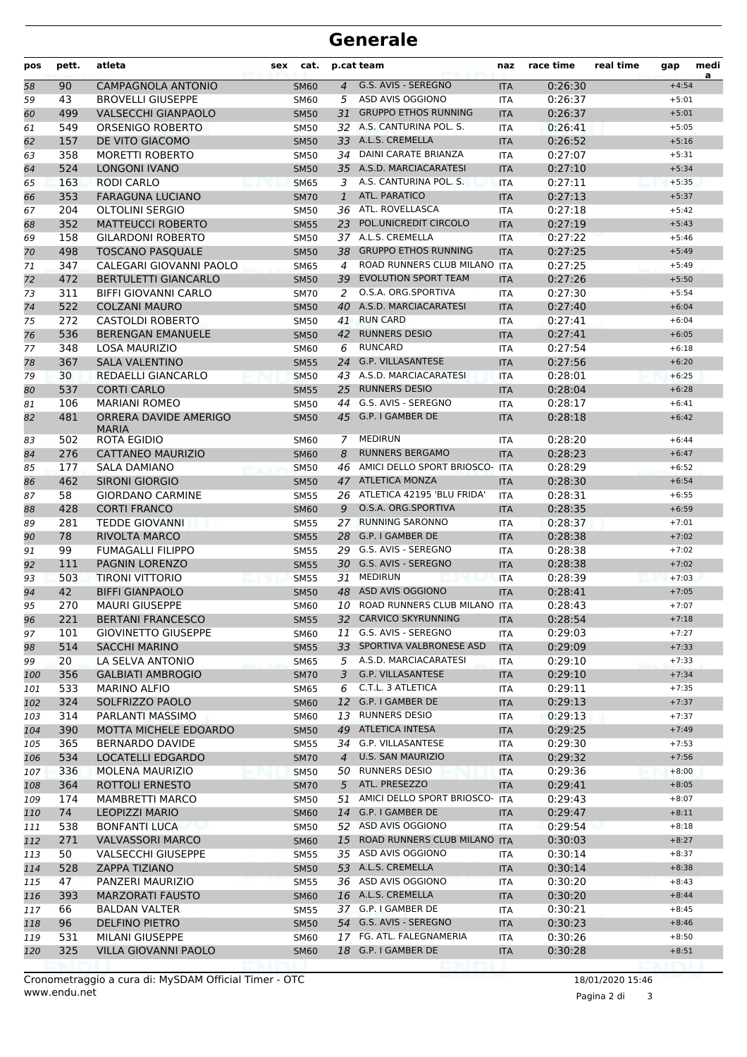# Generale

| pos | pett. | atleta | sex | cat. | p.cat | team | naz | race time | real time | gap | media |
|---|---|---|---|---|---|---|---|---|---|---|---|
| 58 | 90 | CAMPAGNOLA ANTONIO | | SM60 | 4 | G.S. AVIS - SEREGNO | ITA | 0:26:30 | | +4:54 | |
| 59 | 43 | BROVELLI GIUSEPPE | | SM60 | 5 | ASD AVIS OGGIONO | ITA | 0:26:37 | | +5:01 | |
| 60 | 499 | VALSECCHI GIANPAOLO | | SM50 | 31 | GRUPPO ETHOS RUNNING | ITA | 0:26:37 | | +5:01 | |
| 61 | 549 | ORSENIGO ROBERTO | | SM50 | 32 | A.S. CANTURINA POL. S. | ITA | 0:26:41 | | +5:05 | |
| 62 | 157 | DE VITO GIACOMO | | SM50 | 33 | A.L.S. CREMELLA | ITA | 0:26:52 | | +5:16 | |
| 63 | 358 | MORETTI ROBERTO | | SM50 | 34 | DAINI CARATE BRIANZA | ITA | 0:27:07 | | +5:31 | |
| 64 | 524 | LONGONI IVANO | | SM50 | 35 | A.S.D. MARCIACARATESI | ITA | 0:27:10 | | +5:34 | |
| 65 | 163 | RODI CARLO | | SM65 | 3 | A.S. CANTURINA POL. S. | ITA | 0:27:11 | | +5:35 | |
| 66 | 353 | FARAGUNA LUCIANO | | SM70 | 1 | ATL. PARATICO | ITA | 0:27:13 | | +5:37 | |
| 67 | 204 | OLTOLINI SERGIO | | SM50 | 36 | ATL. ROVELLASCA | ITA | 0:27:18 | | +5:42 | |
| 68 | 352 | MATTEUCCI ROBERTO | | SM55 | 23 | POL.UNICREDIT CIRCOLO | ITA | 0:27:19 | | +5:43 | |
| 69 | 158 | GILARDONI ROBERTO | | SM50 | 37 | A.L.S. CREMELLA | ITA | 0:27:22 | | +5:46 | |
| 70 | 498 | TOSCANO PASQUALE | | SM50 | 38 | GRUPPO ETHOS RUNNING | ITA | 0:27:25 | | +5:49 | |
| 71 | 347 | CALEGARI GIOVANNI PAOLO | | SM65 | 4 | ROAD RUNNERS CLUB MILANO | ITA | 0:27:25 | | +5:49 | |
| 72 | 472 | BERTULETTI GIANCARLO | | SM50 | 39 | EVOLUTION SPORT TEAM | ITA | 0:27:26 | | +5:50 | |
| 73 | 311 | BIFFI GIOVANNI CARLO | | SM70 | 2 | O.S.A. ORG.SPORTIVA | ITA | 0:27:30 | | +5:54 | |
| 74 | 522 | COLZANI MAURO | | SM50 | 40 | A.S.D. MARCIACARATESI | ITA | 0:27:40 | | +6:04 | |
| 75 | 272 | CASTOLDI ROBERTO | | SM50 | 41 | RUN CARD | ITA | 0:27:41 | | +6:04 | |
| 76 | 536 | BERENGAN EMANUELE | | SM50 | 42 | RUNNERS DESIO | ITA | 0:27:41 | | +6:05 | |
| 77 | 348 | LOSA MAURIZIO | | SM60 | 6 | RUNCARD | ITA | 0:27:54 | | +6:18 | |
| 78 | 367 | SALA VALENTINO | | SM55 | 24 | G.P. VILLASANTESE | ITA | 0:27:56 | | +6:20 | |
| 79 | 30 | REDAELLI GIANCARLO | | SM50 | 43 | A.S.D. MARCIACARATESI | ITA | 0:28:01 | | +6:25 | |
| 80 | 537 | CORTI CARLO | | SM55 | 25 | RUNNERS DESIO | ITA | 0:28:04 | | +6:28 | |
| 81 | 106 | MARIANI ROMEO | | SM50 | 44 | G.S. AVIS - SEREGNO | ITA | 0:28:17 | | +6:41 | |
| 82 | 481 | ORRERA DAVIDE AMERIGO MARIA | | SM50 | 45 | G.P. I GAMBER DE | ITA | 0:28:18 | | +6:42 | |
| 83 | 502 | ROTA EGIDIO | | SM60 | 7 | MEDIRUN | ITA | 0:28:20 | | +6:44 | |
| 84 | 276 | CATTANEO MAURIZIO | | SM60 | 8 | RUNNERS BERGAMO | ITA | 0:28:23 | | +6:47 | |
| 85 | 177 | SALA DAMIANO | | SM50 | 46 | AMICI DELLO SPORT BRIOSCO- | ITA | 0:28:29 | | +6:52 | |
| 86 | 462 | SIRONI GIORGIO | | SM50 | 47 | ATLETICA MONZA | ITA | 0:28:30 | | +6:54 | |
| 87 | 58 | GIORDANO CARMINE | | SM55 | 26 | ATLETICA 42195 'BLU FRIDA' | ITA | 0:28:31 | | +6:55 | |
| 88 | 428 | CORTI FRANCO | | SM60 | 9 | O.S.A. ORG.SPORTIVA | ITA | 0:28:35 | | +6:59 | |
| 89 | 281 | TEDDE GIOVANNI | | SM55 | 27 | RUNNING SARONNO | ITA | 0:28:37 | | +7:01 | |
| 90 | 78 | RIVOLTA MARCO | | SM55 | 28 | G.P. I GAMBER DE | ITA | 0:28:38 | | +7:02 | |
| 91 | 99 | FUMAGALLI FILIPPO | | SM55 | 29 | G.S. AVIS - SEREGNO | ITA | 0:28:38 | | +7:02 | |
| 92 | 111 | PAGNIN LORENZO | | SM55 | 30 | G.S. AVIS - SEREGNO | ITA | 0:28:38 | | +7:02 | |
| 93 | 503 | TIRONI VITTORIO | | SM55 | 31 | MEDIRUN | ITA | 0:28:39 | | +7:03 | |
| 94 | 42 | BIFFI GIANPAOLO | | SM50 | 48 | ASD AVIS OGGIONO | ITA | 0:28:41 | | +7:05 | |
| 95 | 270 | MAURI GIUSEPPE | | SM60 | 10 | ROAD RUNNERS CLUB MILANO | ITA | 0:28:43 | | +7:07 | |
| 96 | 221 | BERTANI FRANCESCO | | SM55 | 32 | CARVICO SKYRUNNING | ITA | 0:28:54 | | +7:18 | |
| 97 | 101 | GIOVINETTO GIUSEPPE | | SM60 | 11 | G.S. AVIS - SEREGNO | ITA | 0:29:03 | | +7:27 | |
| 98 | 514 | SACCHI MARINO | | SM55 | 33 | SPORTIVA VALBRONESE ASD | ITA | 0:29:09 | | +7:33 | |
| 99 | 20 | LA SELVA ANTONIO | | SM65 | 5 | A.S.D. MARCIACARATESI | ITA | 0:29:10 | | +7:33 | |
| 100 | 356 | GALBIATI AMBROGIO | | SM70 | 3 | G.P. VILLASANTESE | ITA | 0:29:10 | | +7:34 | |
| 101 | 533 | MARINO ALFIO | | SM65 | 6 | C.T.L. 3 ATLETICA | ITA | 0:29:11 | | +7:35 | |
| 102 | 324 | SOLFRIZZO PAOLO | | SM60 | 12 | G.P. I GAMBER DE | ITA | 0:29:13 | | +7:37 | |
| 103 | 314 | PARLANTI MASSIMO | | SM60 | 13 | RUNNERS DESIO | ITA | 0:29:13 | | +7:37 | |
| 104 | 390 | MOTTA MICHELE EDOARDO | | SM50 | 49 | ATLETICA INTESA | ITA | 0:29:25 | | +7:49 | |
| 105 | 365 | BERNARDO DAVIDE | | SM55 | 34 | G.P. VILLASANTESE | ITA | 0:29:30 | | +7:53 | |
| 106 | 534 | LOCATELLI EDGARDO | | SM70 | 4 | U.S. SAN MAURIZIO | ITA | 0:29:32 | | +7:56 | |
| 107 | 336 | MOLENA MAURIZIO | | SM50 | 50 | RUNNERS DESIO | ITA | 0:29:36 | | +8:00 | |
| 108 | 364 | ROTTOLI ERNESTO | | SM70 | 5 | ATL. PRESEZZO | ITA | 0:29:41 | | +8:05 | |
| 109 | 174 | MAMBRETTI MARCO | | SM50 | 51 | AMICI DELLO SPORT BRIOSCO- | ITA | 0:29:43 | | +8:07 | |
| 110 | 74 | LEOPIZZI MARIO | | SM60 | 14 | G.P. I GAMBER DE | ITA | 0:29:47 | | +8:11 | |
| 111 | 538 | BONFANTI LUCA | | SM50 | 52 | ASD AVIS OGGIONO | ITA | 0:29:54 | | +8:18 | |
| 112 | 271 | VALVASSORI MARCO | | SM60 | 15 | ROAD RUNNERS CLUB MILANO | ITA | 0:30:03 | | +8:27 | |
| 113 | 50 | VALSECCHI GIUSEPPE | | SM55 | 35 | ASD AVIS OGGIONO | ITA | 0:30:14 | | +8:37 | |
| 114 | 528 | ZAPPA TIZIANO | | SM50 | 53 | A.L.S. CREMELLA | ITA | 0:30:14 | | +8:38 | |
| 115 | 47 | PANZERI MAURIZIO | | SM55 | 36 | ASD AVIS OGGIONO | ITA | 0:30:20 | | +8:43 | |
| 116 | 393 | MARZORATI FAUSTO | | SM60 | 16 | A.L.S. CREMELLA | ITA | 0:30:20 | | +8:44 | |
| 117 | 66 | BALDAN VALTER | | SM55 | 37 | G.P. I GAMBER DE | ITA | 0:30:21 | | +8:45 | |
| 118 | 96 | DELFINO PIETRO | | SM50 | 54 | G.S. AVIS - SEREGNO | ITA | 0:30:23 | | +8:46 | |
| 119 | 531 | MILANI GIUSEPPE | | SM60 | 17 | FG. ATL. FALEGNAMERIA | ITA | 0:30:26 | | +8:50 | |
| 120 | 325 | VILLA GIOVANNI PAOLO | | SM60 | 18 | G.P. I GAMBER DE | ITA | 0:30:28 | | +8:51 | |

Cronometraggio a cura di: MySDAM Official Timer - OTC
www.endu.net

18/01/2020 15:46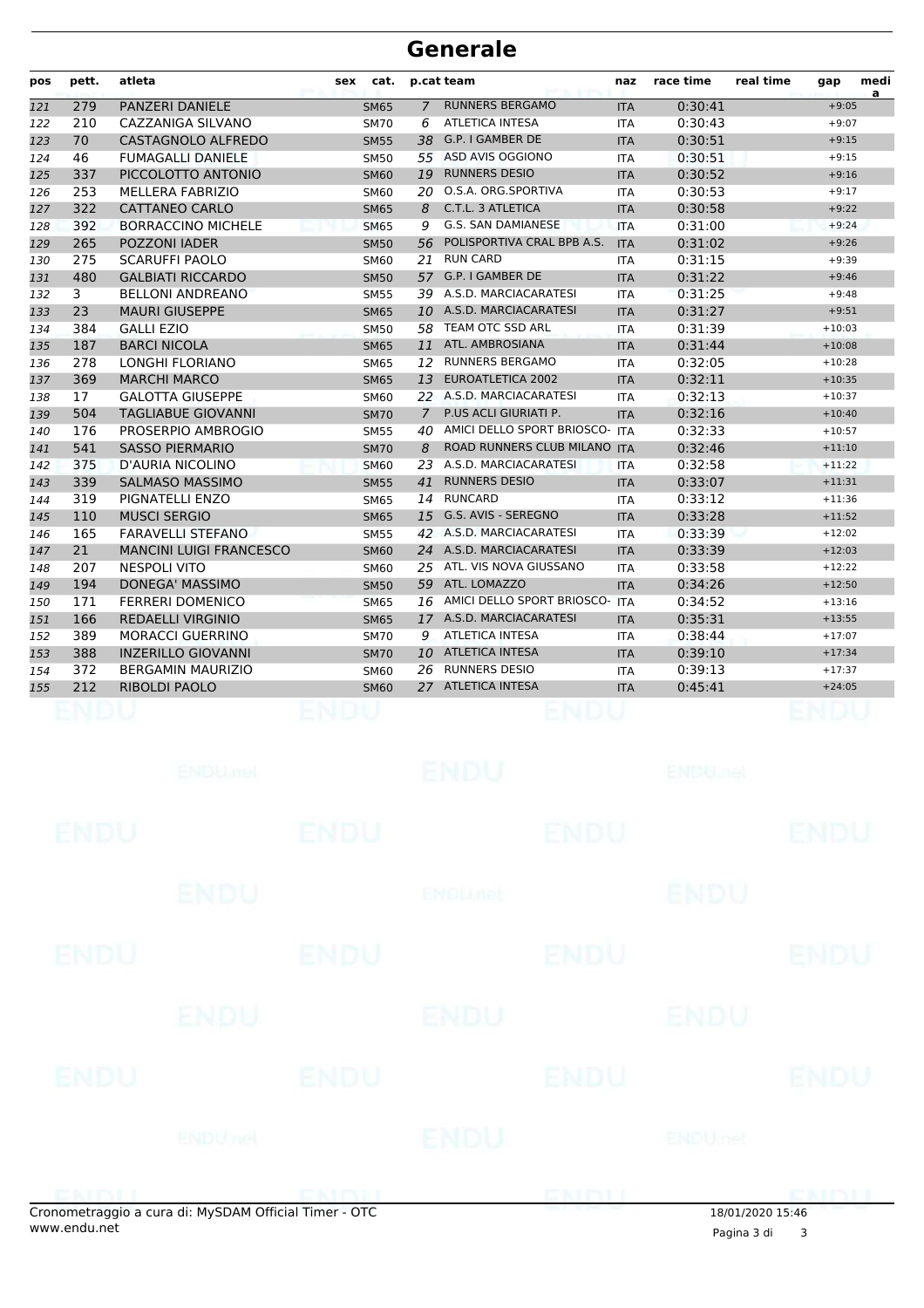# Generale

| pos | pett. | atleta | sex | cat. | p.cat | team | naz | race time | real time | gap | media |
|---|---|---|---|---|---|---|---|---|---|---|---|
| 121 | 279 | PANZERI DANIELE | | SM65 | 7 | RUNNERS BERGAMO | ITA | 0:30:41 | | +9:05 | |
| 122 | 210 | CAZZANIGA SILVANO | | SM70 | 6 | ATLETICA INTESA | ITA | 0:30:43 | | +9:07 | |
| 123 | 70 | CASTAGNOLO ALFREDO | | SM55 | 38 | G.P. I GAMBER DE | ITA | 0:30:51 | | +9:15 | |
| 124 | 46 | FUMAGALLI DANIELE | | SM50 | 55 | ASD AVIS OGGIONO | ITA | 0:30:51 | | +9:15 | |
| 125 | 337 | PICCOLOTTO ANTONIO | | SM60 | 19 | RUNNERS DESIO | ITA | 0:30:52 | | +9:16 | |
| 126 | 253 | MELLERA FABRIZIO | | SM60 | 20 | O.S.A. ORG.SPORTIVA | ITA | 0:30:53 | | +9:17 | |
| 127 | 322 | CATTANEO CARLO | | SM65 | 8 | C.T.L. 3 ATLETICA | ITA | 0:30:58 | | +9:22 | |
| 128 | 392 | BORRACCINO MICHELE | | SM65 | 9 | G.S. SAN DAMIANESE | ITA | 0:31:00 | | +9:24 | |
| 129 | 265 | POZZONI IADER | | SM50 | 56 | POLISPORTIVA CRAL BPB A.S. | ITA | 0:31:02 | | +9:26 | |
| 130 | 275 | SCARUFFI PAOLO | | SM60 | 21 | RUN CARD | ITA | 0:31:15 | | +9:39 | |
| 131 | 480 | GALBIATI RICCARDO | | SM50 | 57 | G.P. I GAMBER DE | ITA | 0:31:22 | | +9:46 | |
| 132 | 3 | BELLONI ANDREANO | | SM55 | 39 | A.S.D. MARCIACARATESI | ITA | 0:31:25 | | +9:48 | |
| 133 | 23 | MAURI GIUSEPPE | | SM65 | 10 | A.S.D. MARCIACARATESI | ITA | 0:31:27 | | +9:51 | |
| 134 | 384 | GALLI EZIO | | SM50 | 58 | TEAM OTC SSD ARL | ITA | 0:31:39 | | +10:03 | |
| 135 | 187 | BARCI NICOLA | | SM65 | 11 | ATL. AMBROSIANA | ITA | 0:31:44 | | +10:08 | |
| 136 | 278 | LONGHI FLORIANO | | SM65 | 12 | RUNNERS BERGAMO | ITA | 0:32:05 | | +10:28 | |
| 137 | 369 | MARCHI MARCO | | SM65 | 13 | EUROATLETICA 2002 | ITA | 0:32:11 | | +10:35 | |
| 138 | 17 | GALOTTA GIUSEPPE | | SM60 | 22 | A.S.D. MARCIACARATESI | ITA | 0:32:13 | | +10:37 | |
| 139 | 504 | TAGLIABUE GIOVANNI | | SM70 | 7 | P.US ACLI GIURIATI P. | ITA | 0:32:16 | | +10:40 | |
| 140 | 176 | PROSERPIO AMBROGIO | | SM55 | 40 | AMICI DELLO SPORT BRIOSCO- | ITA | 0:32:33 | | +10:57 | |
| 141 | 541 | SASSO PIERMARIO | | SM70 | 8 | ROAD RUNNERS CLUB MILANO | ITA | 0:32:46 | | +11:10 | |
| 142 | 375 | D'AURIA NICOLINO | | SM60 | 23 | A.S.D. MARCIACARATESI | ITA | 0:32:58 | | +11:22 | |
| 143 | 339 | SALMASO MASSIMO | | SM55 | 41 | RUNNERS DESIO | ITA | 0:33:07 | | +11:31 | |
| 144 | 319 | PIGNATELLI ENZO | | SM65 | 14 | RUNCARD | ITA | 0:33:12 | | +11:36 | |
| 145 | 110 | MUSCI SERGIO | | SM65 | 15 | G.S. AVIS - SEREGNO | ITA | 0:33:28 | | +11:52 | |
| 146 | 165 | FARAVELLI STEFANO | | SM55 | 42 | A.S.D. MARCIACARATESI | ITA | 0:33:39 | | +12:02 | |
| 147 | 21 | MANCINI LUIGI FRANCESCO | | SM60 | 24 | A.S.D. MARCIACARATESI | ITA | 0:33:39 | | +12:03 | |
| 148 | 207 | NESPOLI VITO | | SM60 | 25 | ATL. VIS NOVA GIUSSANO | ITA | 0:33:58 | | +12:22 | |
| 149 | 194 | DONEGA' MASSIMO | | SM50 | 59 | ATL. LOMAZZO | ITA | 0:34:26 | | +12:50 | |
| 150 | 171 | FERRERI DOMENICO | | SM65 | 16 | AMICI DELLO SPORT BRIOSCO- | ITA | 0:34:52 | | +13:16 | |
| 151 | 166 | REDAELLI VIRGINIO | | SM65 | 17 | A.S.D. MARCIACARATESI | ITA | 0:35:31 | | +13:55 | |
| 152 | 389 | MORACCI GUERRINO | | SM70 | 9 | ATLETICA INTESA | ITA | 0:38:44 | | +17:07 | |
| 153 | 388 | INZERILLO GIOVANNI | | SM70 | 10 | ATLETICA INTESA | ITA | 0:39:10 | | +17:34 | |
| 154 | 372 | BERGAMIN MAURIZIO | | SM60 | 26 | RUNNERS DESIO | ITA | 0:39:13 | | +17:37 | |
| 155 | 212 | RIBOLDI PAOLO | | SM60 | 27 | ATLETICA INTESA | ITA | 0:45:41 | | +24:05 | |

Cronometraggio a cura di: MySDAM Official Timer - OTC
www.endu.net

18/01/2020 15:46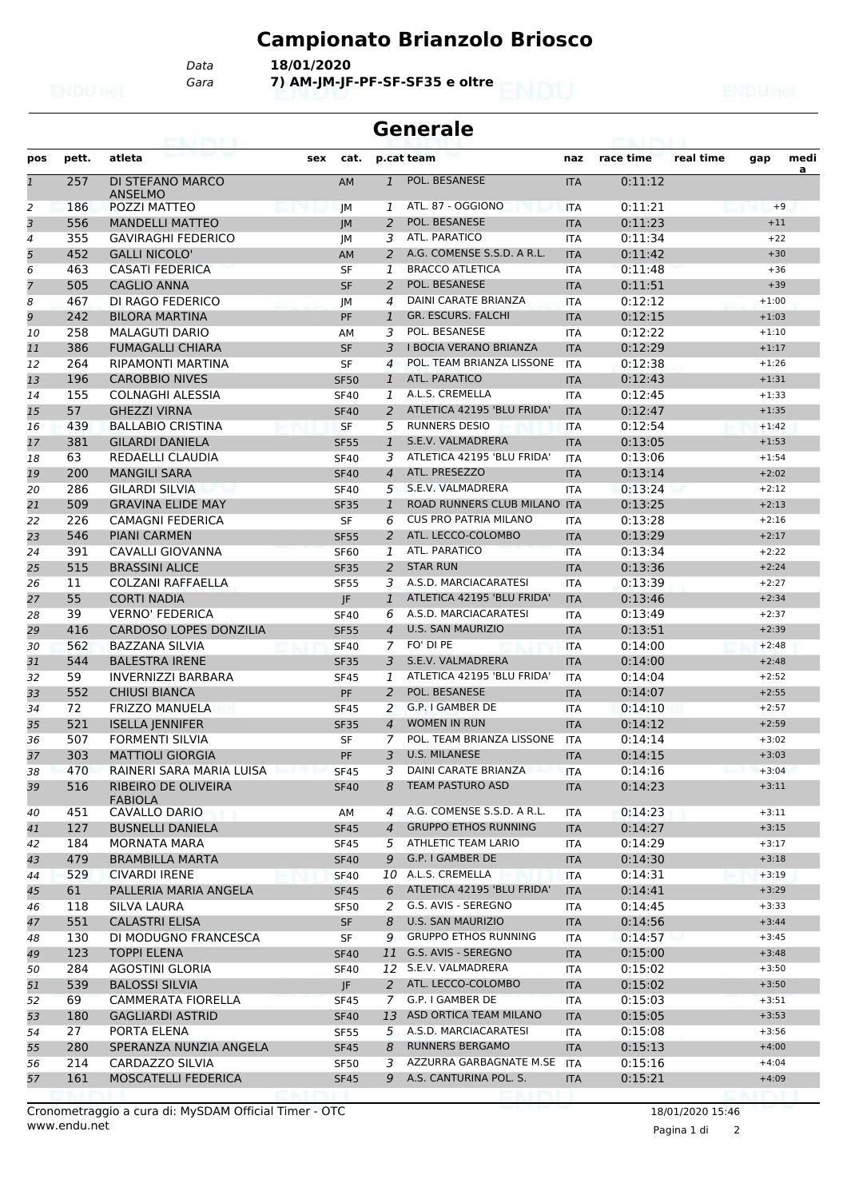# Campionato Brianzolo Briosco

Data **18/01/2020**

Gara **7) AM-JM-JF-PF-SF-SF35 e oltre**

## Generale

| pos | pett. | atleta | sex | cat. | p.cat | team | naz | race time | real time | gap | media |
|---|---|---|---|---|---|---|---|---|---|---|---|
| 1 | 257 | DI STEFANO MARCO ANSELMO | | AM | 1 | POL. BESANESE | ITA | 0:11:12 | | | |
| 2 | 186 | POZZI MATTEO | | JM | 1 | ATL. 87 - OGGIONO | ITA | 0:11:21 | | +9 | |
| 3 | 556 | MANDELLI MATTEO | | JM | 2 | POL. BESANESE | ITA | 0:11:23 | | +11 | |
| 4 | 355 | GAVIRAGHI FEDERICO | | JM | 3 | ATL. PARATICO | ITA | 0:11:34 | | +22 | |
| 5 | 452 | GALLI NICOLO' | | AM | 2 | A.G. COMENSE S.S.D. A R.L. | ITA | 0:11:42 | | +30 | |
| 6 | 463 | CASATI FEDERICA | | SF | 1 | BRACCO ATLETICA | ITA | 0:11:48 | | +36 | |
| 7 | 505 | CAGLIO ANNA | | SF | 2 | POL. BESANESE | ITA | 0:11:51 | | +39 | |
| 8 | 467 | DI RAGO FEDERICO | | JM | 4 | DAINI CARATE BRIANZA | ITA | 0:12:12 | | +1:00 | |
| 9 | 242 | BILORA MARTINA | | PF | 1 | GR. ESCURS. FALCHI | ITA | 0:12:15 | | +1:03 | |
| 10 | 258 | MALAGUTI DARIO | | AM | 3 | POL. BESANESE | ITA | 0:12:22 | | +1:10 | |
| 11 | 386 | FUMAGALLI CHIARA | | SF | 3 | I BOCIA VERANO BRIANZA | ITA | 0:12:29 | | +1:17 | |
| 12 | 264 | RIPAMONTI MARTINA | | SF | 4 | POL. TEAM BRIANZA LISSONE | ITA | 0:12:38 | | +1:26 | |
| 13 | 196 | CAROBBIO NIVES | | SF50 | 1 | ATL. PARATICO | ITA | 0:12:43 | | +1:31 | |
| 14 | 155 | COLNAGHI ALESSIA | | SF40 | 1 | A.L.S. CREMELLA | ITA | 0:12:45 | | +1:33 | |
| 15 | 57 | GHEZZI VIRNA | | SF40 | 2 | ATLETICA 42195 'BLU FRIDA' | ITA | 0:12:47 | | +1:35 | |
| 16 | 439 | BALLABIO CRISTINA | | SF | 5 | RUNNERS DESIO | ITA | 0:12:54 | | +1:42 | |
| 17 | 381 | GILARDI DANIELA | | SF55 | 1 | S.E.V. VALMADRERA | ITA | 0:13:05 | | +1:53 | |
| 18 | 63 | REDAELLI CLAUDIA | | SF40 | 3 | ATLETICA 42195 'BLU FRIDA' | ITA | 0:13:06 | | +1:54 | |
| 19 | 200 | MANGILI SARA | | SF40 | 4 | ATL. PRESEZZO | ITA | 0:13:14 | | +2:02 | |
| 20 | 286 | GILARDI SILVIA | | SF40 | 5 | S.E.V. VALMADRERA | ITA | 0:13:24 | | +2:12 | |
| 21 | 509 | GRAVINA ELIDE MAY | | SF35 | 1 | ROAD RUNNERS CLUB MILANO | ITA | 0:13:25 | | +2:13 | |
| 22 | 226 | CAMAGNI FEDERICA | | SF | 6 | CUS PRO PATRIA MILANO | ITA | 0:13:28 | | +2:16 | |
| 23 | 546 | PIANI CARMEN | | SF55 | 2 | ATL. LECCO-COLOMBO | ITA | 0:13:29 | | +2:17 | |
| 24 | 391 | CAVALLI GIOVANNA | | SF60 | 1 | ATL. PARATICO | ITA | 0:13:34 | | +2:22 | |
| 25 | 515 | BRASSINI ALICE | | SF35 | 2 | STAR RUN | ITA | 0:13:36 | | +2:24 | |
| 26 | 11 | COLZANI RAFFAELLA | | SF55 | 3 | A.S.D. MARCIACARATESI | ITA | 0:13:39 | | +2:27 | |
| 27 | 55 | CORTI NADIA | | JF | 1 | ATLETICA 42195 'BLU FRIDA' | ITA | 0:13:46 | | +2:34 | |
| 28 | 39 | VERNO' FEDERICA | | SF40 | 6 | A.S.D. MARCIACARATESI | ITA | 0:13:49 | | +2:37 | |
| 29 | 416 | CARDOSO LOPES DONZILIA | | SF55 | 4 | U.S. SAN MAURIZIO | ITA | 0:13:51 | | +2:39 | |
| 30 | 562 | BAZZANA SILVIA | | SF40 | 7 | FO' DI PE | ITA | 0:14:00 | | +2:48 | |
| 31 | 544 | BALESTRA IRENE | | SF35 | 3 | S.E.V. VALMADRERA | ITA | 0:14:00 | | +2:48 | |
| 32 | 59 | INVERNIZZI BARBARA | | SF45 | 1 | ATLETICA 42195 'BLU FRIDA' | ITA | 0:14:04 | | +2:52 | |
| 33 | 552 | CHIUSI BIANCA | | PF | 2 | POL. BESANESE | ITA | 0:14:07 | | +2:55 | |
| 34 | 72 | FRIZZO MANUELA | | SF45 | 2 | G.P. I GAMBER DE | ITA | 0:14:10 | | +2:57 | |
| 35 | 521 | ISELLA JENNIFER | | SF35 | 4 | WOMEN IN RUN | ITA | 0:14:12 | | +2:59 | |
| 36 | 507 | FORMENTI SILVIA | | SF | 7 | POL. TEAM BRIANZA LISSONE | ITA | 0:14:14 | | +3:02 | |
| 37 | 303 | MATTIOLI GIORGIA | | PF | 3 | U.S. MILANESE | ITA | 0:14:15 | | +3:03 | |
| 38 | 470 | RAINERI SARA MARIA LUISA | | SF45 | 3 | DAINI CARATE BRIANZA | ITA | 0:14:16 | | +3:04 | |
| 39 | 516 | RIBEIRO DE OLIVEIRA FABIOLA | | SF40 | 8 | TEAM PASTURO ASD | ITA | 0:14:23 | | +3:11 | |
| 40 | 451 | CAVALLO DARIO | | AM | 4 | A.G. COMENSE S.S.D. A R.L. | ITA | 0:14:23 | | +3:11 | |
| 41 | 127 | BUSNELLI DANIELA | | SF45 | 4 | GRUPPO ETHOS RUNNING | ITA | 0:14:27 | | +3:15 | |
| 42 | 184 | MORNATA MARA | | SF45 | 5 | ATHLETIC TEAM LARIO | ITA | 0:14:29 | | +3:17 | |
| 43 | 479 | BRAMBILLA MARTA | | SF40 | 9 | G.P. I GAMBER DE | ITA | 0:14:30 | | +3:18 | |
| 44 | 529 | CIVARDI IRENE | | SF40 | 10 | A.L.S. CREMELLA | ITA | 0:14:31 | | +3:19 | |
| 45 | 61 | PALLERIA MARIA ANGELA | | SF45 | 6 | ATLETICA 42195 'BLU FRIDA' | ITA | 0:14:41 | | +3:29 | |
| 46 | 118 | SILVA LAURA | | SF50 | 2 | G.S. AVIS - SEREGNO | ITA | 0:14:45 | | +3:33 | |
| 47 | 551 | CALASTRI ELISA | | SF | 8 | U.S. SAN MAURIZIO | ITA | 0:14:56 | | +3:44 | |
| 48 | 130 | DI MODUGNO FRANCESCA | | SF | 9 | GRUPPO ETHOS RUNNING | ITA | 0:14:57 | | +3:45 | |
| 49 | 123 | TOPPI ELENA | | SF40 | 11 | G.S. AVIS - SEREGNO | ITA | 0:15:00 | | +3:48 | |
| 50 | 284 | AGOSTINI GLORIA | | SF40 | 12 | S.E.V. VALMADRERA | ITA | 0:15:02 | | +3:50 | |
| 51 | 539 | BALOSSI SILVIA | | JF | 2 | ATL. LECCO-COLOMBO | ITA | 0:15:02 | | +3:50 | |
| 52 | 69 | CAMMERATA FIORELLA | | SF45 | 7 | G.P. I GAMBER DE | ITA | 0:15:03 | | +3:51 | |
| 53 | 180 | GAGLIARDI ASTRID | | SF40 | 13 | ASD ORTICA TEAM MILANO | ITA | 0:15:05 | | +3:53 | |
| 54 | 27 | PORTA ELENA | | SF55 | 5 | A.S.D. MARCIACARATESI | ITA | 0:15:08 | | +3:56 | |
| 55 | 280 | SPERANZA NUNZIA ANGELA | | SF45 | 8 | RUNNERS BERGAMO | ITA | 0:15:13 | | +4:00 | |
| 56 | 214 | CARDAZZO SILVIA | | SF50 | 3 | AZZURRA GARBAGNATE M.SE | ITA | 0:15:16 | | +4:04 | |
| 57 | 161 | MOSCATELLI FEDERICA | | SF45 | 9 | A.S. CANTURINA POL. S. | ITA | 0:15:21 | | +4:09 | |

Cronometraggio a cura di: MySDAM Official Timer - OTC
www.endu.net

18/01/2020 15:46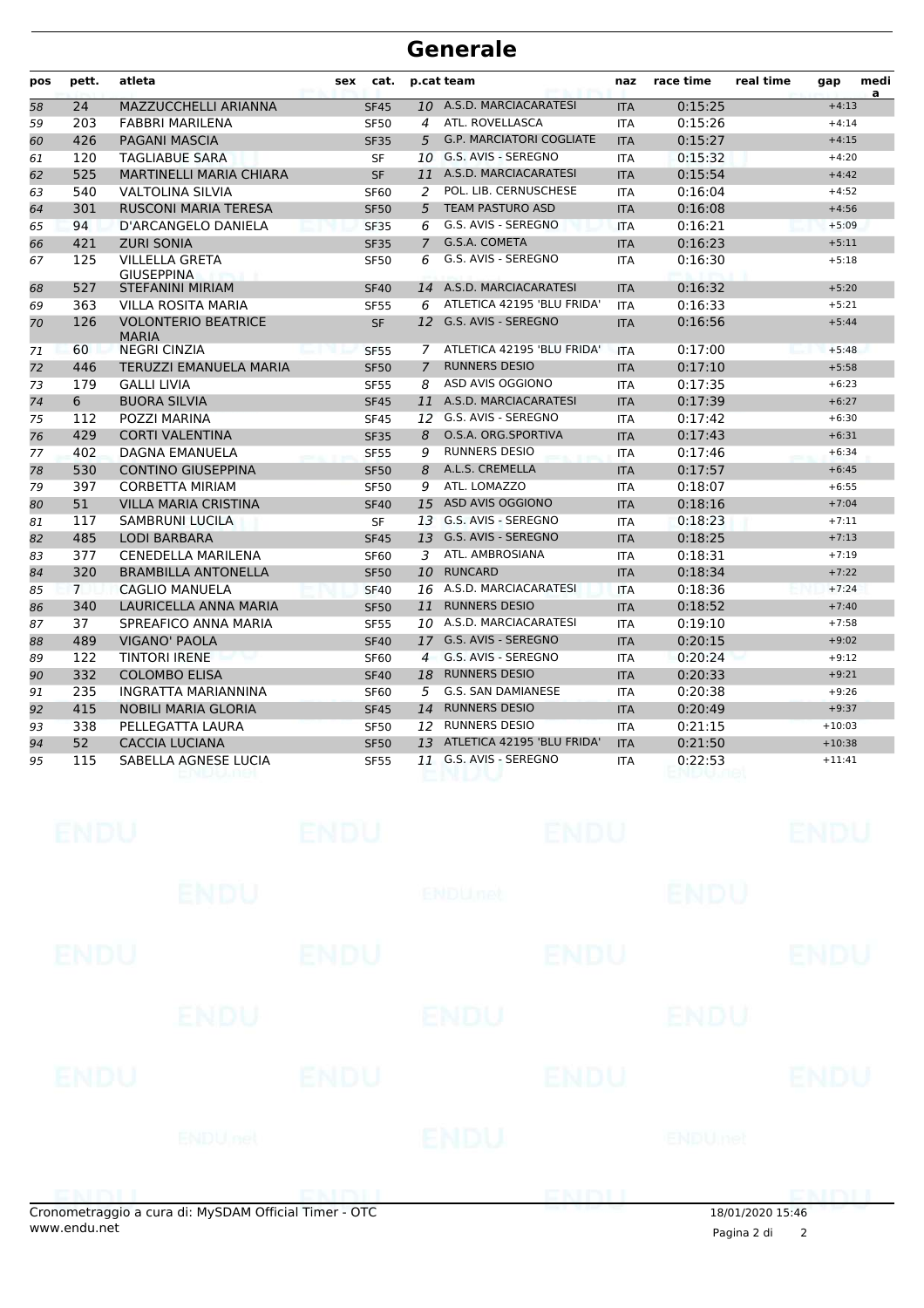# Generale

| pos | pett. | atleta | sex | cat. | p.cat | team | naz | race time | real time | gap | media |
|---|---|---|---|---|---|---|---|---|---|---|---|
| 58 | 24 | MAZZUCCHELLI ARIANNA | | SF45 | 10 | A.S.D. MARCIACARATESI | ITA | 0:15:25 | | +4:13 | |
| 59 | 203 | FABBRI MARILENA | | SF50 | 4 | ATL. ROVELLASCA | ITA | 0:15:26 | | +4:14 | |
| 60 | 426 | PAGANI MASCIA | | SF35 | 5 | G.P. MARCIATORI COGLIATE | ITA | 0:15:27 | | +4:15 | |
| 61 | 120 | TAGLIABUE SARA | | SF | 10 | G.S. AVIS - SEREGNO | ITA | 0:15:32 | | +4:20 | |
| 62 | 525 | MARTINELLI MARIA CHIARA | | SF | 11 | A.S.D. MARCIACARATESI | ITA | 0:15:54 | | +4:42 | |
| 63 | 540 | VALTOLINA SILVIA | | SF60 | 2 | POL. LIB. CERNUSCHESE | ITA | 0:16:04 | | +4:52 | |
| 64 | 301 | RUSCONI MARIA TERESA | | SF50 | 5 | TEAM PASTURO ASD | ITA | 0:16:08 | | +4:56 | |
| 65 | 94 | D'ARCANGELO DANIELA | | SF35 | 6 | G.S. AVIS - SEREGNO | ITA | 0:16:21 | | +5:09 | |
| 66 | 421 | ZURI SONIA | | SF35 | 7 | G.S.A. COMETA | ITA | 0:16:23 | | +5:11 | |
| 67 | 125 | VILLELLA GRETA GIUSEPPINA | | SF50 | 6 | G.S. AVIS - SEREGNO | ITA | 0:16:30 | | +5:18 | |
| 68 | 527 | STEFANINI MIRIAM | | SF40 | 14 | A.S.D. MARCIACARATESI | ITA | 0:16:32 | | +5:20 | |
| 69 | 363 | VILLA ROSITA MARIA | | SF55 | 6 | ATLETICA 42195 'BLU FRIDA' | ITA | 0:16:33 | | +5:21 | |
| 70 | 126 | VOLONTERIO BEATRICE MARIA | | SF | 12 | G.S. AVIS - SEREGNO | ITA | 0:16:56 | | +5:44 | |
| 71 | 60 | NEGRI CINZIA | | SF55 | 7 | ATLETICA 42195 'BLU FRIDA' | ITA | 0:17:00 | | +5:48 | |
| 72 | 446 | TERUZZI EMANUELA MARIA | | SF50 | 7 | RUNNERS DESIO | ITA | 0:17:10 | | +5:58 | |
| 73 | 179 | GALLI LIVIA | | SF55 | 8 | ASD AVIS OGGIONO | ITA | 0:17:35 | | +6:23 | |
| 74 | 6 | BUORA SILVIA | | SF45 | 11 | A.S.D. MARCIACARATESI | ITA | 0:17:39 | | +6:27 | |
| 75 | 112 | POZZI MARINA | | SF45 | 12 | G.S. AVIS - SEREGNO | ITA | 0:17:42 | | +6:30 | |
| 76 | 429 | CORTI VALENTINA | | SF35 | 8 | O.S.A. ORG.SPORTIVA | ITA | 0:17:43 | | +6:31 | |
| 77 | 402 | DAGNA EMANUELA | | SF55 | 9 | RUNNERS DESIO | ITA | 0:17:46 | | +6:34 | |
| 78 | 530 | CONTINO GIUSEPPINA | | SF50 | 8 | A.L.S. CREMELLA | ITA | 0:17:57 | | +6:45 | |
| 79 | 397 | CORBETTA MIRIAM | | SF50 | 9 | ATL. LOMAZZO | ITA | 0:18:07 | | +6:55 | |
| 80 | 51 | VILLA MARIA CRISTINA | | SF40 | 15 | ASD AVIS OGGIONO | ITA | 0:18:16 | | +7:04 | |
| 81 | 117 | SAMBRUNI LUCILA | | SF | 13 | G.S. AVIS - SEREGNO | ITA | 0:18:23 | | +7:11 | |
| 82 | 485 | LODI BARBARA | | SF45 | 13 | G.S. AVIS - SEREGNO | ITA | 0:18:25 | | +7:13 | |
| 83 | 377 | CENEDELLA MARILENA | | SF60 | 3 | ATL. AMBROSIANA | ITA | 0:18:31 | | +7:19 | |
| 84 | 320 | BRAMBILLA ANTONELLA | | SF50 | 10 | RUNCARD | ITA | 0:18:34 | | +7:22 | |
| 85 | 7 | CAGLIO MANUELA | | SF40 | 16 | A.S.D. MARCIACARATESI | ITA | 0:18:36 | | +7:24 | |
| 86 | 340 | LAURICELLA ANNA MARIA | | SF50 | 11 | RUNNERS DESIO | ITA | 0:18:52 | | +7:40 | |
| 87 | 37 | SPREAFICO ANNA MARIA | | SF55 | 10 | A.S.D. MARCIACARATESI | ITA | 0:19:10 | | +7:58 | |
| 88 | 489 | VIGANO' PAOLA | | SF40 | 17 | G.S. AVIS - SEREGNO | ITA | 0:20:15 | | +9:02 | |
| 89 | 122 | TINTORI IRENE | | SF60 | 4 | G.S. AVIS - SEREGNO | ITA | 0:20:24 | | +9:12 | |
| 90 | 332 | COLOMBO ELISA | | SF40 | 18 | RUNNERS DESIO | ITA | 0:20:33 | | +9:21 | |
| 91 | 235 | INGRATTA MARIANNINA | | SF60 | 5 | G.S. SAN DAMIANESE | ITA | 0:20:38 | | +9:26 | |
| 92 | 415 | NOBILI MARIA GLORIA | | SF45 | 14 | RUNNERS DESIO | ITA | 0:20:49 | | +9:37 | |
| 93 | 338 | PELLEGATTA LAURA | | SF50 | 12 | RUNNERS DESIO | ITA | 0:21:15 | | +10:03 | |
| 94 | 52 | CACCIA LUCIANA | | SF50 | 13 | ATLETICA 42195 'BLU FRIDA' | ITA | 0:21:50 | | +10:38 | |
| 95 | 115 | SABELLA AGNESE LUCIA | | SF55 | 11 | G.S. AVIS - SEREGNO | ITA | 0:22:53 | | +11:41 | |

Cronometraggio a cura di: MySDAM Official Timer - OTC
www.endu.net

18/01/2020 15:46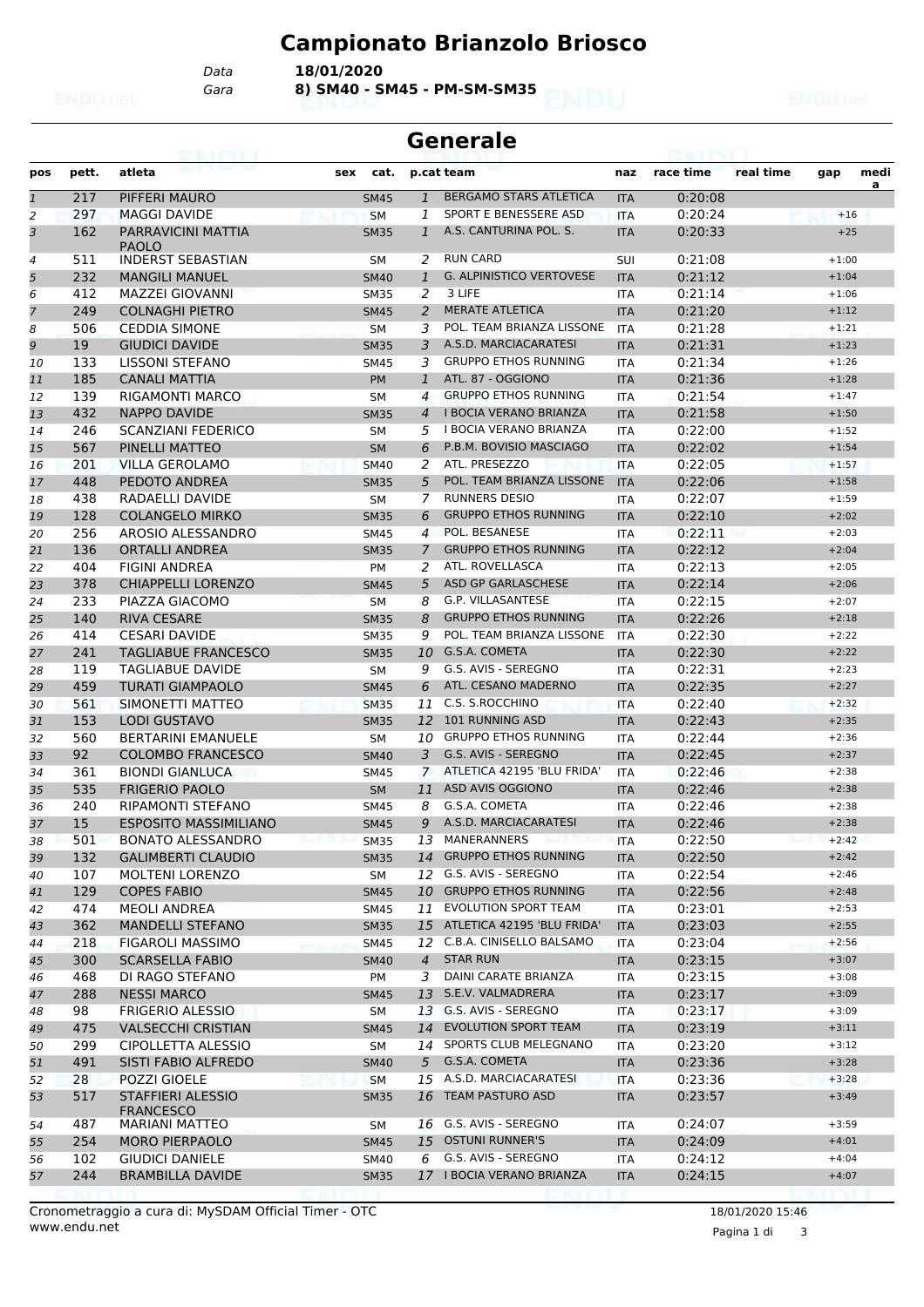# Campionato Brianzolo Briosco

Data **18/01/2020**

Gara **8) SM40 - SM45 - PM-SM-SM35**

## Generale

| pos | pett. | atleta | sex | cat. | p.cat | team | naz | race time | real time | gap | media |
|---|---|---|---|---|---|---|---|---|---|---|---|
| 1 | 217 | PIFFERI MAURO | | SM45 | 1 | BERGAMO STARS ATLETICA | ITA | 0:20:08 | | | |
| 2 | 297 | MAGGI DAVIDE | | SM | 1 | SPORT E BENESSERE ASD | ITA | 0:20:24 | | +16 | |
| 3 | 162 | PARRAVICINI MATTIA PAOLO | | SM35 | 1 | A.S. CANTURINA POL. S. | ITA | 0:20:33 | | +25 | |
| 4 | 511 | INDERST SEBASTIAN | | SM | 2 | RUN CARD | SUI | 0:21:08 | | +1:00 | |
| 5 | 232 | MANGILI MANUEL | | SM40 | 1 | G. ALPINISTICO VERTOVESE | ITA | 0:21:12 | | +1:04 | |
| 6 | 412 | MAZZEI GIOVANNI | | SM35 | 2 | 3 LIFE | ITA | 0:21:14 | | +1:06 | |
| 7 | 249 | COLNAGHI PIETRO | | SM45 | 2 | MERATE ATLETICA | ITA | 0:21:20 | | +1:12 | |
| 8 | 506 | CEDDIA SIMONE | | SM | 3 | POL. TEAM BRIANZA LISSONE | ITA | 0:21:28 | | +1:21 | |
| 9 | 19 | GIUDICI DAVIDE | | SM35 | 3 | A.S.D. MARCIACARATESI | ITA | 0:21:31 | | +1:23 | |
| 10 | 133 | LISSONI STEFANO | | SM45 | 3 | GRUPPO ETHOS RUNNING | ITA | 0:21:34 | | +1:26 | |
| 11 | 185 | CANALI MATTIA | | PM | 1 | ATL. 87 - OGGIONO | ITA | 0:21:36 | | +1:28 | |
| 12 | 139 | RIGAMONTI MARCO | | SM | 4 | GRUPPO ETHOS RUNNING | ITA | 0:21:54 | | +1:47 | |
| 13 | 432 | NAPPO DAVIDE | | SM35 | 4 | I BOCIA VERANO BRIANZA | ITA | 0:21:58 | | +1:50 | |
| 14 | 246 | SCANZIANI FEDERICO | | SM | 5 | I BOCIA VERANO BRIANZA | ITA | 0:22:00 | | +1:52 | |
| 15 | 567 | PINELLI MATTEO | | SM | 6 | P.B.M. BOVISIO MASCIAGO | ITA | 0:22:02 | | +1:54 | |
| 16 | 201 | VILLA GEROLAMO | | SM40 | 2 | ATL. PRESEZZO | ITA | 0:22:05 | | +1:57 | |
| 17 | 448 | PEDOTO ANDREA | | SM35 | 5 | POL. TEAM BRIANZA LISSONE | ITA | 0:22:06 | | +1:58 | |
| 18 | 438 | RADAELLI DAVIDE | | SM | 7 | RUNNERS DESIO | ITA | 0:22:07 | | +1:59 | |
| 19 | 128 | COLANGELO MIRKO | | SM35 | 6 | GRUPPO ETHOS RUNNING | ITA | 0:22:10 | | +2:02 | |
| 20 | 256 | AROSIO ALESSANDRO | | SM45 | 4 | POL. BESANESE | ITA | 0:22:11 | | +2:03 | |
| 21 | 136 | ORTALLI ANDREA | | SM35 | 7 | GRUPPO ETHOS RUNNING | ITA | 0:22:12 | | +2:04 | |
| 22 | 404 | FIGINI ANDREA | | PM | 2 | ATL. ROVELLASCA | ITA | 0:22:13 | | +2:05 | |
| 23 | 378 | CHIAPPELLI LORENZO | | SM45 | 5 | ASD GP GARLASCHESE | ITA | 0:22:14 | | +2:06 | |
| 24 | 233 | PIAZZA GIACOMO | | SM | 8 | G.P. VILLASANTESE | ITA | 0:22:15 | | +2:07 | |
| 25 | 140 | RIVA CESARE | | SM35 | 8 | GRUPPO ETHOS RUNNING | ITA | 0:22:26 | | +2:18 | |
| 26 | 414 | CESARI DAVIDE | | SM35 | 9 | POL. TEAM BRIANZA LISSONE | ITA | 0:22:30 | | +2:22 | |
| 27 | 241 | TAGLIABUE FRANCESCO | | SM35 | 10 | G.S.A. COMETA | ITA | 0:22:30 | | +2:22 | |
| 28 | 119 | TAGLIABUE DAVIDE | | SM | 9 | G.S. AVIS - SEREGNO | ITA | 0:22:31 | | +2:23 | |
| 29 | 459 | TURATI GIAMPAOLO | | SM45 | 6 | ATL. CESANO MADERNO | ITA | 0:22:35 | | +2:27 | |
| 30 | 561 | SIMONETTI MATTEO | | SM35 | 11 | C.S. S.ROCCHINO | ITA | 0:22:40 | | +2:32 | |
| 31 | 153 | LODI GUSTAVO | | SM35 | 12 | 101 RUNNING ASD | ITA | 0:22:43 | | +2:35 | |
| 32 | 560 | BERTARINI EMANUELE | | SM | 10 | GRUPPO ETHOS RUNNING | ITA | 0:22:44 | | +2:36 | |
| 33 | 92 | COLOMBO FRANCESCO | | SM40 | 3 | G.S. AVIS - SEREGNO | ITA | 0:22:45 | | +2:37 | |
| 34 | 361 | BIONDI GIANLUCA | | SM45 | 7 | ATLETICA 42195 'BLU FRIDA' | ITA | 0:22:46 | | +2:38 | |
| 35 | 535 | FRIGERIO PAOLO | | SM | 11 | ASD AVIS OGGIONO | ITA | 0:22:46 | | +2:38 | |
| 36 | 240 | RIPAMONTI STEFANO | | SM45 | 8 | G.S.A. COMETA | ITA | 0:22:46 | | +2:38 | |
| 37 | 15 | ESPOSITO MASSIMILIANO | | SM45 | 9 | A.S.D. MARCIACARATESI | ITA | 0:22:46 | | +2:38 | |
| 38 | 501 | BONATO ALESSANDRO | | SM35 | 13 | MANERANNERS | ITA | 0:22:50 | | +2:42 | |
| 39 | 132 | GALIMBERTI CLAUDIO | | SM35 | 14 | GRUPPO ETHOS RUNNING | ITA | 0:22:50 | | +2:42 | |
| 40 | 107 | MOLTENI LORENZO | | SM | 12 | G.S. AVIS - SEREGNO | ITA | 0:22:54 | | +2:46 | |
| 41 | 129 | COPES FABIO | | SM45 | 10 | GRUPPO ETHOS RUNNING | ITA | 0:22:56 | | +2:48 | |
| 42 | 474 | MEOLI ANDREA | | SM45 | 11 | EVOLUTION SPORT TEAM | ITA | 0:23:01 | | +2:53 | |
| 43 | 362 | MANDELLI STEFANO | | SM35 | 15 | ATLETICA 42195 'BLU FRIDA' | ITA | 0:23:03 | | +2:55 | |
| 44 | 218 | FIGAROLI MASSIMO | | SM45 | 12 | C.B.A. CINISELLO BALSAMO | ITA | 0:23:04 | | +2:56 | |
| 45 | 300 | SCARSELLA FABIO | | SM40 | 4 | STAR RUN | ITA | 0:23:15 | | +3:07 | |
| 46 | 468 | DI RAGO STEFANO | | PM | 3 | DAINI CARATE BRIANZA | ITA | 0:23:15 | | +3:08 | |
| 47 | 288 | NESSI MARCO | | SM45 | 13 | S.E.V. VALMADRERA | ITA | 0:23:17 | | +3:09 | |
| 48 | 98 | FRIGERIO ALESSIO | | SM | 13 | G.S. AVIS - SEREGNO | ITA | 0:23:17 | | +3:09 | |
| 49 | 475 | VALSECCHI CRISTIAN | | SM45 | 14 | EVOLUTION SPORT TEAM | ITA | 0:23:19 | | +3:11 | |
| 50 | 299 | CIPOLLETTA ALESSIO | | SM | 14 | SPORTS CLUB MELEGNANO | ITA | 0:23:20 | | +3:12 | |
| 51 | 491 | SISTI FABIO ALFREDO | | SM40 | 5 | G.S.A. COMETA | ITA | 0:23:36 | | +3:28 | |
| 52 | 28 | POZZI GIOELE | | SM | 15 | A.S.D. MARCIACARATESI | ITA | 0:23:36 | | +3:28 | |
| 53 | 517 | STAFFIERI ALESSIO FRANCESCO | | SM35 | 16 | TEAM PASTURO ASD | ITA | 0:23:57 | | +3:49 | |
| 54 | 487 | MARIANI MATTEO | | SM | 16 | G.S. AVIS - SEREGNO | ITA | 0:24:07 | | +3:59 | |
| 55 | 254 | MORO PIERPAOLO | | SM45 | 15 | OSTUNI RUNNER'S | ITA | 0:24:09 | | +4:01 | |
| 56 | 102 | GIUDICI DANIELE | | SM40 | 6 | G.S. AVIS - SEREGNO | ITA | 0:24:12 | | +4:04 | |
| 57 | 244 | BRAMBILLA DAVIDE | | SM35 | 17 | I BOCIA VERANO BRIANZA | ITA | 0:24:15 | | +4:07 | |

Cronometraggio a cura di: MySDAM Official Timer - OTC
www.endu.net

18/01/2020 15:46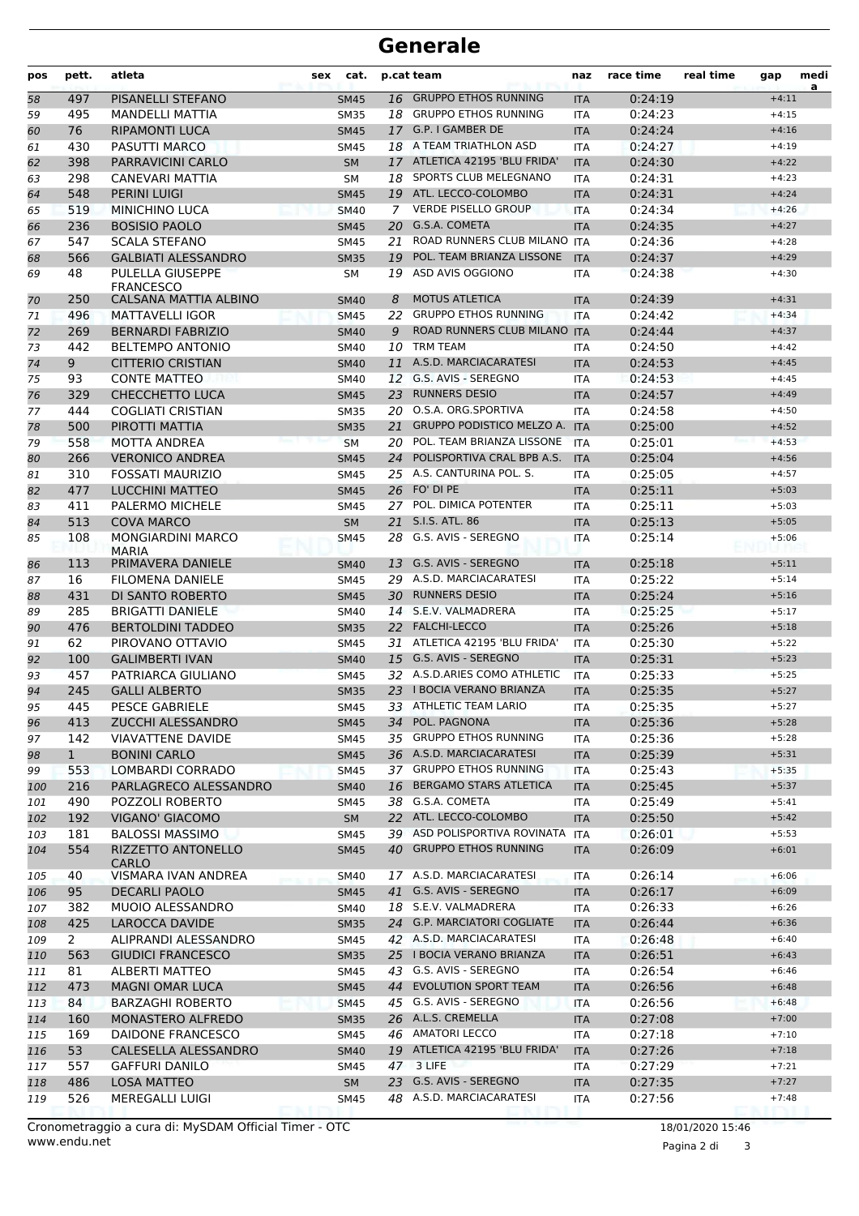# Generale

| pos | pett. | atleta | sex | cat. | p.cat | team | naz | race time | real time | gap | media |
|---|---|---|---|---|---|---|---|---|---|---|---|
| 58 | 497 | PISANELLI STEFANO | | SM45 | 16 | GRUPPO ETHOS RUNNING | ITA | 0:24:19 | | +4:11 | |
| 59 | 495 | MANDELLI MATTIA | | SM35 | 18 | GRUPPO ETHOS RUNNING | ITA | 0:24:23 | | +4:15 | |
| 60 | 76 | RIPAMONTI LUCA | | SM45 | 17 | G.P. I GAMBER DE | ITA | 0:24:24 | | +4:16 | |
| 61 | 430 | PASUTTI MARCO | | SM45 | 18 | A TEAM TRIATHLON ASD | ITA | 0:24:27 | | +4:19 | |
| 62 | 398 | PARRAVICINI CARLO | | SM | 17 | ATLETICA 42195 'BLU FRIDA' | ITA | 0:24:30 | | +4:22 | |
| 63 | 298 | CANEVARI MATTIA | | SM | 18 | SPORTS CLUB MELEGNANO | ITA | 0:24:31 | | +4:23 | |
| 64 | 548 | PERINI LUIGI | | SM45 | 19 | ATL. LECCO-COLOMBO | ITA | 0:24:31 | | +4:24 | |
| 65 | 519 | MINICHINO LUCA | | SM40 | 7 | VERDE PISELLO GROUP | ITA | 0:24:34 | | +4:26 | |
| 66 | 236 | BOSISIO PAOLO | | SM45 | 20 | G.S.A. COMETA | ITA | 0:24:35 | | +4:27 | |
| 67 | 547 | SCALA STEFANO | | SM45 | 21 | ROAD RUNNERS CLUB MILANO | ITA | 0:24:36 | | +4:28 | |
| 68 | 566 | GALBIATI ALESSANDRO | | SM35 | 19 | POL. TEAM BRIANZA LISSONE | ITA | 0:24:37 | | +4:29 | |
| 69 | 48 | PULELLA GIUSEPPE FRANCESCO | | SM | 19 | ASD AVIS OGGIONO | ITA | 0:24:38 | | +4:30 | |
| 70 | 250 | CALSANA MATTIA ALBINO | | SM40 | 8 | MOTUS ATLETICA | ITA | 0:24:39 | | +4:31 | |
| 71 | 496 | MATTAVELLI IGOR | | SM45 | 22 | GRUPPO ETHOS RUNNING | ITA | 0:24:42 | | +4:34 | |
| 72 | 269 | BERNARDI FABRIZIO | | SM40 | 9 | ROAD RUNNERS CLUB MILANO | ITA | 0:24:44 | | +4:37 | |
| 73 | 442 | BELTEMPO ANTONIO | | SM40 | 10 | TRM TEAM | ITA | 0:24:50 | | +4:42 | |
| 74 | 9 | CITTERIO CRISTIAN | | SM40 | 11 | A.S.D. MARCIACARATESI | ITA | 0:24:53 | | +4:45 | |
| 75 | 93 | CONTE MATTEO | | SM40 | 12 | G.S. AVIS - SEREGNO | ITA | 0:24:53 | | +4:45 | |
| 76 | 329 | CHECCHETTO LUCA | | SM45 | 23 | RUNNERS DESIO | ITA | 0:24:57 | | +4:49 | |
| 77 | 444 | COGLIATI CRISTIAN | | SM35 | 20 | O.S.A. ORG.SPORTIVA | ITA | 0:24:58 | | +4:50 | |
| 78 | 500 | PIROTTI MATTIA | | SM35 | 21 | GRUPPO PODISTICO MELZO A. | ITA | 0:25:00 | | +4:52 | |
| 79 | 558 | MOTTA ANDREA | | SM | 20 | POL. TEAM BRIANZA LISSONE | ITA | 0:25:01 | | +4:53 | |
| 80 | 266 | VERONICO ANDREA | | SM45 | 24 | POLISPORTIVA CRAL BPB A.S. | ITA | 0:25:04 | | +4:56 | |
| 81 | 310 | FOSSATI MAURIZIO | | SM45 | 25 | A.S. CANTURINA POL. S. | ITA | 0:25:05 | | +4:57 | |
| 82 | 477 | LUCCHINI MATTEO | | SM45 | 26 | FO' DI PE | ITA | 0:25:11 | | +5:03 | |
| 83 | 411 | PALERMO MICHELE | | SM45 | 27 | POL. DIMICA POTENTER | ITA | 0:25:11 | | +5:03 | |
| 84 | 513 | COVA MARCO | | SM | 21 | S.I.S. ATL. 86 | ITA | 0:25:13 | | +5:05 | |
| 85 | 108 | MONGIARDINI MARCO MARIA | | SM45 | 28 | G.S. AVIS - SEREGNO | ITA | 0:25:14 | | +5:06 | |
| 86 | 113 | PRIMAVERA DANIELE | | SM40 | 13 | G.S. AVIS - SEREGNO | ITA | 0:25:18 | | +5:11 | |
| 87 | 16 | FILOMENA DANIELE | | SM45 | 29 | A.S.D. MARCIACARATESI | ITA | 0:25:22 | | +5:14 | |
| 88 | 431 | DI SANTO ROBERTO | | SM45 | 30 | RUNNERS DESIO | ITA | 0:25:24 | | +5:16 | |
| 89 | 285 | BRIGATTI DANIELE | | SM40 | 14 | S.E.V. VALMADRERA | ITA | 0:25:25 | | +5:17 | |
| 90 | 476 | BERTOLDINI TADDEO | | SM35 | 22 | FALCHI-LECCO | ITA | 0:25:26 | | +5:18 | |
| 91 | 62 | PIROVANO OTTAVIO | | SM45 | 31 | ATLETICA 42195 'BLU FRIDA' | ITA | 0:25:30 | | +5:22 | |
| 92 | 100 | GALIMBERTI IVAN | | SM40 | 15 | G.S. AVIS - SEREGNO | ITA | 0:25:31 | | +5:23 | |
| 93 | 457 | PATRIARCA GIULIANO | | SM45 | 32 | A.S.D.ARIES COMO ATHLETIC | ITA | 0:25:33 | | +5:25 | |
| 94 | 245 | GALLI ALBERTO | | SM35 | 23 | I BOCIA VERANO BRIANZA | ITA | 0:25:35 | | +5:27 | |
| 95 | 445 | PESCE GABRIELE | | SM45 | 33 | ATHLETIC TEAM LARIO | ITA | 0:25:35 | | +5:27 | |
| 96 | 413 | ZUCCHI ALESSANDRO | | SM45 | 34 | POL. PAGNONA | ITA | 0:25:36 | | +5:28 | |
| 97 | 142 | VIAVATTENE DAVIDE | | SM45 | 35 | GRUPPO ETHOS RUNNING | ITA | 0:25:36 | | +5:28 | |
| 98 | 1 | BONINI CARLO | | SM45 | 36 | A.S.D. MARCIACARATESI | ITA | 0:25:39 | | +5:31 | |
| 99 | 553 | LOMBARDI CORRADO | | SM45 | 37 | GRUPPO ETHOS RUNNING | ITA | 0:25:43 | | +5:35 | |
| 100 | 216 | PARLAGRECO ALESSANDRO | | SM40 | 16 | BERGAMO STARS ATLETICA | ITA | 0:25:45 | | +5:37 | |
| 101 | 490 | POZZOLI ROBERTO | | SM45 | 38 | G.S.A. COMETA | ITA | 0:25:49 | | +5:41 | |
| 102 | 192 | VIGANO' GIACOMO | | SM | 22 | ATL. LECCO-COLOMBO | ITA | 0:25:50 | | +5:42 | |
| 103 | 181 | BALOSSI MASSIMO | | SM45 | 39 | ASD POLISPORTIVA ROVINATA | ITA | 0:26:01 | | +5:53 | |
| 104 | 554 | RIZZETTO ANTONELLO CARLO | | SM45 | 40 | GRUPPO ETHOS RUNNING | ITA | 0:26:09 | | +6:01 | |
| 105 | 40 | VISMARA IVAN ANDREA | | SM40 | 17 | A.S.D. MARCIACARATESI | ITA | 0:26:14 | | +6:06 | |
| 106 | 95 | DECARLI PAOLO | | SM45 | 41 | G.S. AVIS - SEREGNO | ITA | 0:26:17 | | +6:09 | |
| 107 | 382 | MUOIO ALESSANDRO | | SM40 | 18 | S.E.V. VALMADRERA | ITA | 0:26:33 | | +6:26 | |
| 108 | 425 | LAROCCA DAVIDE | | SM35 | 24 | G.P. MARCIATORI COGLIATE | ITA | 0:26:44 | | +6:36 | |
| 109 | 2 | ALIPRANDI ALESSANDRO | | SM45 | 42 | A.S.D. MARCIACARATESI | ITA | 0:26:48 | | +6:40 | |
| 110 | 563 | GIUDICI FRANCESCO | | SM35 | 25 | I BOCIA VERANO BRIANZA | ITA | 0:26:51 | | +6:43 | |
| 111 | 81 | ALBERTI MATTEO | | SM45 | 43 | G.S. AVIS - SEREGNO | ITA | 0:26:54 | | +6:46 | |
| 112 | 473 | MAGNI OMAR LUCA | | SM45 | 44 | EVOLUTION SPORT TEAM | ITA | 0:26:56 | | +6:48 | |
| 113 | 84 | BARZAGHI ROBERTO | | SM45 | 45 | G.S. AVIS - SEREGNO | ITA | 0:26:56 | | +6:48 | |
| 114 | 160 | MONASTERO ALFREDO | | SM35 | 26 | A.L.S. CREMELLA | ITA | 0:27:08 | | +7:00 | |
| 115 | 169 | DAIDONE FRANCESCO | | SM45 | 46 | AMATORI LECCO | ITA | 0:27:18 | | +7:10 | |
| 116 | 53 | CALESELLA ALESSANDRO | | SM40 | 19 | ATLETICA 42195 'BLU FRIDA' | ITA | 0:27:26 | | +7:18 | |
| 117 | 557 | GAFFURI DANILO | | SM45 | 47 | 3 LIFE | ITA | 0:27:29 | | +7:21 | |
| 118 | 486 | LOSA MATTEO | | SM | 23 | G.S. AVIS - SEREGNO | ITA | 0:27:35 | | +7:27 | |
| 119 | 526 | MEREGALLI LUIGI | | SM45 | 48 | A.S.D. MARCIACARATESI | ITA | 0:27:56 | | +7:48 | |

Cronometraggio a cura di: MySDAM Official Timer - OTC
www.endu.net

18/01/2020 15:46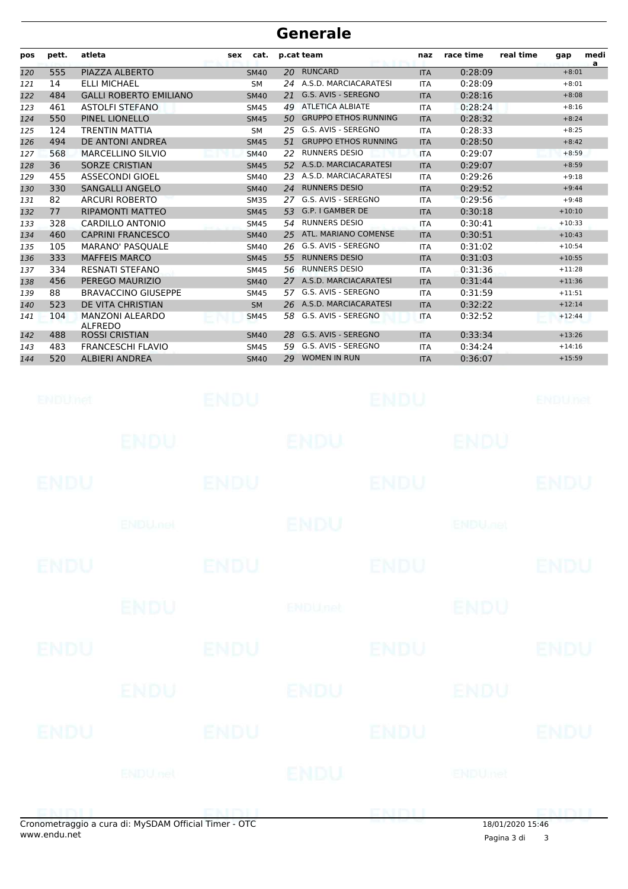# Generale

| pos | pett. | atleta | sex | cat. | p.cat | team | naz | race time | real time | gap | media |
|---|---|---|---|---|---|---|---|---|---|---|---|
| 120 | 555 | PIAZZA ALBERTO | | SM40 | 20 | RUNCARD | ITA | 0:28:09 | | +8:01 | |
| 121 | 14 | ELLI MICHAEL | | SM | 24 | A.S.D. MARCIACARATESI | ITA | 0:28:09 | | +8:01 | |
| 122 | 484 | GALLI ROBERTO EMILIANO | | SM40 | 21 | G.S. AVIS - SEREGNO | ITA | 0:28:16 | | +8:08 | |
| 123 | 461 | ASTOLFI STEFANO | | SM45 | 49 | ATLETICA ALBIATE | ITA | 0:28:24 | | +8:16 | |
| 124 | 550 | PINEL LIONELLO | | SM45 | 50 | GRUPPO ETHOS RUNNING | ITA | 0:28:32 | | +8:24 | |
| 125 | 124 | TRENTIN MATTIA | | SM | 25 | G.S. AVIS - SEREGNO | ITA | 0:28:33 | | +8:25 | |
| 126 | 494 | DE ANTONI ANDREA | | SM45 | 51 | GRUPPO ETHOS RUNNING | ITA | 0:28:50 | | +8:42 | |
| 127 | 568 | MARCELLINO SILVIO | | SM40 | 22 | RUNNERS DESIO | ITA | 0:29:07 | | +8:59 | |
| 128 | 36 | SORZE CRISTIAN | | SM45 | 52 | A.S.D. MARCIACARATESI | ITA | 0:29:07 | | +8:59 | |
| 129 | 455 | ASSECONDI GIOEL | | SM40 | 23 | A.S.D. MARCIACARATESI | ITA | 0:29:26 | | +9:18 | |
| 130 | 330 | SANGALLI ANGELO | | SM40 | 24 | RUNNERS DESIO | ITA | 0:29:52 | | +9:44 | |
| 131 | 82 | ARCURI ROBERTO | | SM35 | 27 | G.S. AVIS - SEREGNO | ITA | 0:29:56 | | +9:48 | |
| 132 | 77 | RIPAMONTI MATTEO | | SM45 | 53 | G.P. I GAMBER DE | ITA | 0:30:18 | | +10:10 | |
| 133 | 328 | CARDILLO ANTONIO | | SM45 | 54 | RUNNERS DESIO | ITA | 0:30:41 | | +10:33 | |
| 134 | 460 | CAPRINI FRANCESCO | | SM40 | 25 | ATL. MARIANO COMENSE | ITA | 0:30:51 | | +10:43 | |
| 135 | 105 | MARANO' PASQUALE | | SM40 | 26 | G.S. AVIS - SEREGNO | ITA | 0:31:02 | | +10:54 | |
| 136 | 333 | MAFFEIS MARCO | | SM45 | 55 | RUNNERS DESIO | ITA | 0:31:03 | | +10:55 | |
| 137 | 334 | RESNATI STEFANO | | SM45 | 56 | RUNNERS DESIO | ITA | 0:31:36 | | +11:28 | |
| 138 | 456 | PEREGO MAURIZIO | | SM40 | 27 | A.S.D. MARCIACARATESI | ITA | 0:31:44 | | +11:36 | |
| 139 | 88 | BRAVACCINO GIUSEPPE | | SM45 | 57 | G.S. AVIS - SEREGNO | ITA | 0:31:59 | | +11:51 | |
| 140 | 523 | DE VITA CHRISTIAN | | SM | 26 | A.S.D. MARCIACARATESI | ITA | 0:32:22 | | +12:14 | |
| 141 | 104 | MANZONI ALEARDO ALFREDO | | SM45 | 58 | G.S. AVIS - SEREGNO | ITA | 0:32:52 | | +12:44 | |
| 142 | 488 | ROSSI CRISTIAN | | SM40 | 28 | G.S. AVIS - SEREGNO | ITA | 0:33:34 | | +13:26 | |
| 143 | 483 | FRANCESCHI FLAVIO | | SM45 | 59 | G.S. AVIS - SEREGNO | ITA | 0:34:24 | | +14:16 | |
| 144 | 520 | ALBIERI ANDREA | | SM40 | 29 | WOMEN IN RUN | ITA | 0:36:07 | | +15:59 | |

Cronometraggio a cura di: MySDAM Official Timer - OTC
www.endu.net

18/01/2020 15:46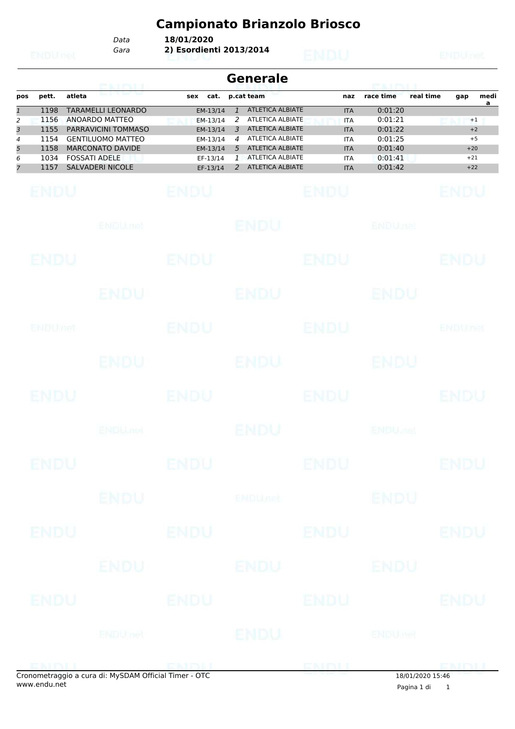# Campionato Brianzolo Briosco

*Data* **18/01/2020**
*Gara* **2) Esordienti 2013/2014**

## Generale

| pos | pett. | atleta | sex | cat. | p.cat | team | naz | race time | real time | gap | media |
|---|---|---|---|---|---|---|---|---|---|---|---|
| 1 | 1198 | TARAMELLI LEONARDO | | EM-13/14 | 1 | ATLETICA ALBIATE | ITA | 0:01:20 | | | |
| 2 | 1156 | ANOARDO MATTEO | | EM-13/14 | 2 | ATLETICA ALBIATE | ITA | 0:01:21 | | +1 | |
| 3 | 1155 | PARRAVICINI TOMMASO | | EM-13/14 | 3 | ATLETICA ALBIATE | ITA | 0:01:22 | | +2 | |
| 4 | 1154 | GENTILUOMO MATTEO | | EM-13/14 | 4 | ATLETICA ALBIATE | ITA | 0:01:25 | | +5 | |
| 5 | 1158 | MARCONATO DAVIDE | | EM-13/14 | 5 | ATLETICA ALBIATE | ITA | 0:01:40 | | +20 | |
| 6 | 1034 | FOSSATI ADELE | | EF-13/14 | 1 | ATLETICA ALBIATE | ITA | 0:01:41 | | +21 | |
| 7 | 1157 | SALVADERI NICOLE | | EF-13/14 | 2 | ATLETICA ALBIATE | ITA | 0:01:42 | | +22 | |

Cronometraggio a cura di: MySDAM Official Timer - OTC
www.endu.net

18/01/2020 15:46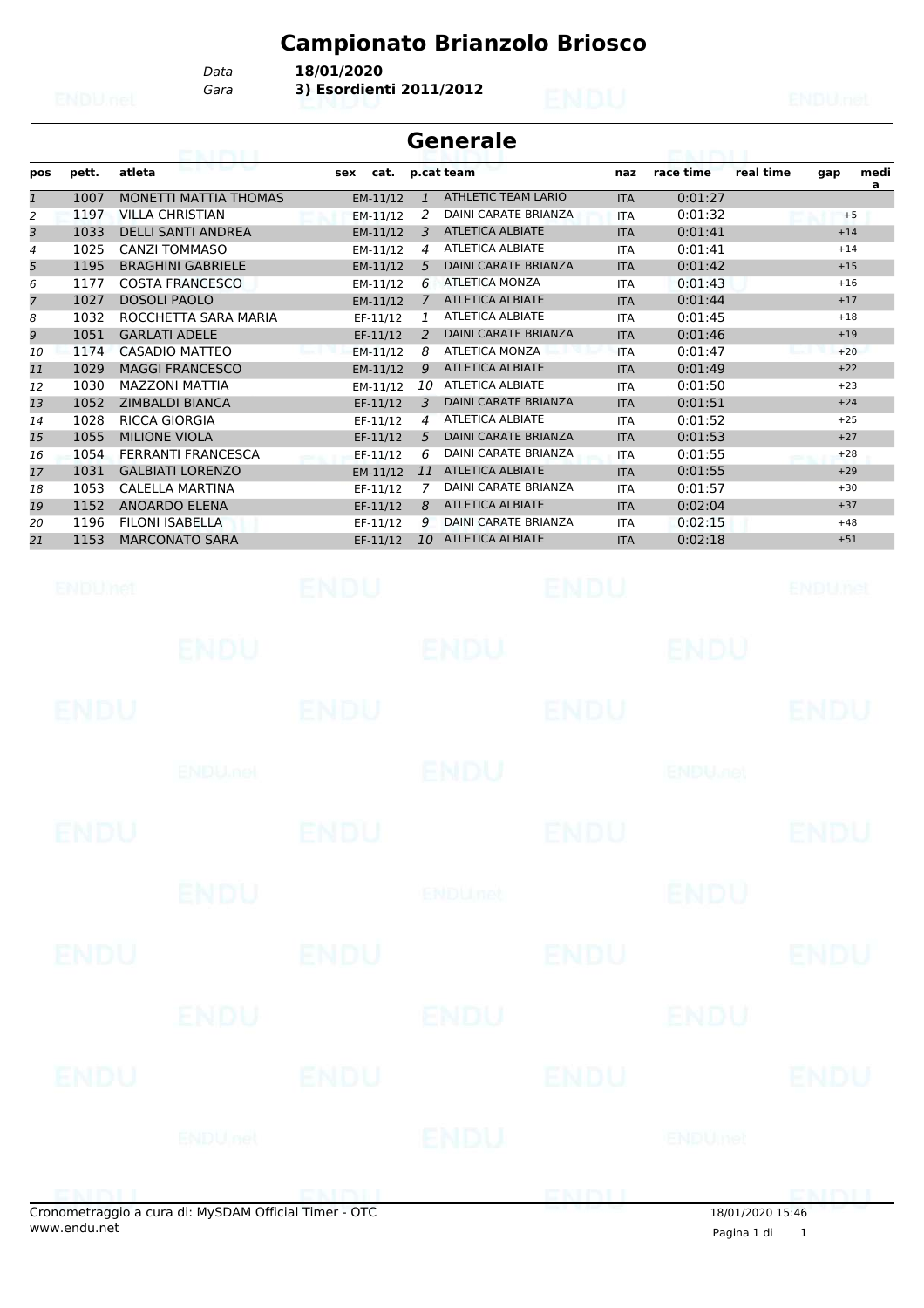# Campionato Brianzolo Briosco

*Data* **18/01/2020**
*Gara* **3) Esordienti 2011/2012**

## Generale

| pos | pett. | atleta | sex | cat. | p.cat | team | naz | race time | real time | gap | media |
|---|---|---|---|---|---|---|---|---|---|---|---|
| 1 | 1007 | MONETTI MATTIA THOMAS | | EM-11/12 | 1 | ATHLETIC TEAM LARIO | ITA | 0:01:27 | | | |
| 2 | 1197 | VILLA CHRISTIAN | | EM-11/12 | 2 | DAINI CARATE BRIANZA | ITA | 0:01:32 | | +5 | |
| 3 | 1033 | DELLI SANTI ANDREA | | EM-11/12 | 3 | ATLETICA ALBIATE | ITA | 0:01:41 | | +14 | |
| 4 | 1025 | CANZI TOMMASO | | EM-11/12 | 4 | ATLETICA ALBIATE | ITA | 0:01:41 | | +14 | |
| 5 | 1195 | BRAGHINI GABRIELE | | EM-11/12 | 5 | DAINI CARATE BRIANZA | ITA | 0:01:42 | | +15 | |
| 6 | 1177 | COSTA FRANCESCO | | EM-11/12 | 6 | ATLETICA MONZA | ITA | 0:01:43 | | +16 | |
| 7 | 1027 | DOSOLI PAOLO | | EM-11/12 | 7 | ATLETICA ALBIATE | ITA | 0:01:44 | | +17 | |
| 8 | 1032 | ROCCHETTA SARA MARIA | | EF-11/12 | 1 | ATLETICA ALBIATE | ITA | 0:01:45 | | +18 | |
| 9 | 1051 | GARLATI ADELE | | EF-11/12 | 2 | DAINI CARATE BRIANZA | ITA | 0:01:46 | | +19 | |
| 10 | 1174 | CASADIO MATTEO | | EM-11/12 | 8 | ATLETICA MONZA | ITA | 0:01:47 | | +20 | |
| 11 | 1029 | MAGGI FRANCESCO | | EM-11/12 | 9 | ATLETICA ALBIATE | ITA | 0:01:49 | | +22 | |
| 12 | 1030 | MAZZONI MATTIA | | EM-11/12 | 10 | ATLETICA ALBIATE | ITA | 0:01:50 | | +23 | |
| 13 | 1052 | ZIMBALDI BIANCA | | EF-11/12 | 3 | DAINI CARATE BRIANZA | ITA | 0:01:51 | | +24 | |
| 14 | 1028 | RICCA GIORGIA | | EF-11/12 | 4 | ATLETICA ALBIATE | ITA | 0:01:52 | | +25 | |
| 15 | 1055 | MILIONE VIOLA | | EF-11/12 | 5 | DAINI CARATE BRIANZA | ITA | 0:01:53 | | +27 | |
| 16 | 1054 | FERRANTI FRANCESCA | | EF-11/12 | 6 | DAINI CARATE BRIANZA | ITA | 0:01:55 | | +28 | |
| 17 | 1031 | GALBIATI LORENZO | | EM-11/12 | 11 | ATLETICA ALBIATE | ITA | 0:01:55 | | +29 | |
| 18 | 1053 | CALELLA MARTINA | | EF-11/12 | 7 | DAINI CARATE BRIANZA | ITA | 0:01:57 | | +30 | |
| 19 | 1152 | ANOARDO ELENA | | EF-11/12 | 8 | ATLETICA ALBIATE | ITA | 0:02:04 | | +37 | |
| 20 | 1196 | FILONI ISABELLA | | EF-11/12 | 9 | DAINI CARATE BRIANZA | ITA | 0:02:15 | | +48 | |
| 21 | 1153 | MARCONATO SARA | | EF-11/12 | 10 | ATLETICA ALBIATE | ITA | 0:02:18 | | +51 | |

Cronometraggio a cura di: MySDAM Official Timer - OTC
www.endu.net

18/01/2020 15:46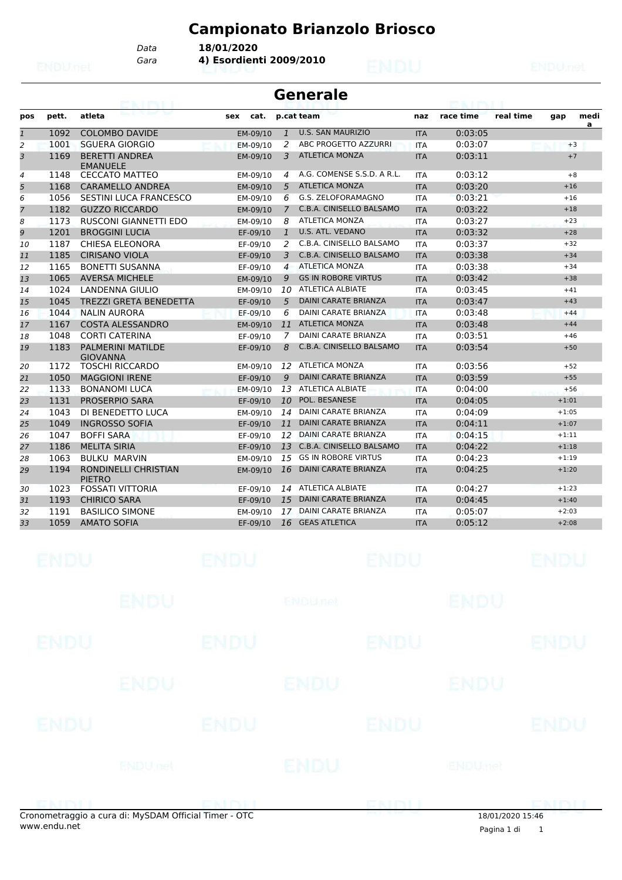# Campionato Brianzolo Briosco

*Data* **18/01/2020**
*Gara* **4) Esordienti 2009/2010**

## Generale

| pos | pett. | atleta | sex | cat. | p.cat | team | naz | race time | real time | gap | media |
|---|---|---|---|---|---|---|---|---|---|---|---|
| 1 | 1092 | COLOMBO DAVIDE | | EM-09/10 | 1 | U.S. SAN MAURIZIO | ITA | 0:03:05 | | | |
| 2 | 1001 | SGUERA GIORGIO | | EM-09/10 | 2 | ABC PROGETTO AZZURRI | ITA | 0:03:07 | | +3 | |
| 3 | 1169 | BERETTI ANDREA EMANUELE | | EM-09/10 | 3 | ATLETICA MONZA | ITA | 0:03:11 | | +7 | |
| 4 | 1148 | CECCATO MATTEO | | EM-09/10 | 4 | A.G. COMENSE S.S.D. A R.L. | ITA | 0:03:12 | | +8 | |
| 5 | 1168 | CARAMELLO ANDREA | | EM-09/10 | 5 | ATLETICA MONZA | ITA | 0:03:20 | | +16 | |
| 6 | 1056 | SESTINI LUCA FRANCESCO | | EM-09/10 | 6 | G.S. ZELOFORAMAGNO | ITA | 0:03:21 | | +16 | |
| 7 | 1182 | GUZZO RICCARDO | | EM-09/10 | 7 | C.B.A. CINISELLO BALSAMO | ITA | 0:03:22 | | +18 | |
| 8 | 1173 | RUSCONI GIANNETTI EDO | | EM-09/10 | 8 | ATLETICA MONZA | ITA | 0:03:27 | | +23 | |
| 9 | 1201 | BROGGINI LUCIA | | EF-09/10 | 1 | U.S. ATL. VEDANO | ITA | 0:03:32 | | +28 | |
| 10 | 1187 | CHIESA ELEONORA | | EF-09/10 | 2 | C.B.A. CINISELLO BALSAMO | ITA | 0:03:37 | | +32 | |
| 11 | 1185 | CIRISANO VIOLA | | EF-09/10 | 3 | C.B.A. CINISELLO BALSAMO | ITA | 0:03:38 | | +34 | |
| 12 | 1165 | BONETTI SUSANNA | | EF-09/10 | 4 | ATLETICA MONZA | ITA | 0:03:38 | | +34 | |
| 13 | 1065 | AVERSA MICHELE | | EM-09/10 | 9 | GS IN ROBORE VIRTUS | ITA | 0:03:42 | | +38 | |
| 14 | 1024 | LANDENNA GIULIO | | EM-09/10 | 10 | ATLETICA ALBIATE | ITA | 0:03:45 | | +41 | |
| 15 | 1045 | TREZZI GRETA BENEDETTA | | EF-09/10 | 5 | DAINI CARATE BRIANZA | ITA | 0:03:47 | | +43 | |
| 16 | 1044 | NALIN AURORA | | EF-09/10 | 6 | DAINI CARATE BRIANZA | ITA | 0:03:48 | | +44 | |
| 17 | 1167 | COSTA ALESSANDRO | | EM-09/10 | 11 | ATLETICA MONZA | ITA | 0:03:48 | | +44 | |
| 18 | 1048 | CORTI CATERINA | | EF-09/10 | 7 | DAINI CARATE BRIANZA | ITA | 0:03:51 | | +46 | |
| 19 | 1183 | PALMERINI MATILDE GIOVANNA | | EF-09/10 | 8 | C.B.A. CINISELLO BALSAMO | ITA | 0:03:54 | | +50 | |
| 20 | 1172 | TOSCHI RICCARDO | | EM-09/10 | 12 | ATLETICA MONZA | ITA | 0:03:56 | | +52 | |
| 21 | 1050 | MAGGIONI IRENE | | EF-09/10 | 9 | DAINI CARATE BRIANZA | ITA | 0:03:59 | | +55 | |
| 22 | 1133 | BONANOMI LUCA | | EM-09/10 | 13 | ATLETICA ALBIATE | ITA | 0:04:00 | | +56 | |
| 23 | 1131 | PROSERPIO SARA | | EF-09/10 | 10 | POL. BESANESE | ITA | 0:04:05 | | +1:01 | |
| 24 | 1043 | DI BENEDETTO LUCA | | EM-09/10 | 14 | DAINI CARATE BRIANZA | ITA | 0:04:09 | | +1:05 | |
| 25 | 1049 | INGROSSO SOFIA | | EF-09/10 | 11 | DAINI CARATE BRIANZA | ITA | 0:04:11 | | +1:07 | |
| 26 | 1047 | BOFFI SARA | | EF-09/10 | 12 | DAINI CARATE BRIANZA | ITA | 0:04:15 | | +1:11 | |
| 27 | 1186 | MELITA SIRIA | | EF-09/10 | 13 | C.B.A. CINISELLO BALSAMO | ITA | 0:04:22 | | +1:18 | |
| 28 | 1063 | BULKU MARVIN | | EM-09/10 | 15 | GS IN ROBORE VIRTUS | ITA | 0:04:23 | | +1:19 | |
| 29 | 1194 | RONDINELLI CHRISTIAN PIETRO | | EM-09/10 | 16 | DAINI CARATE BRIANZA | ITA | 0:04:25 | | +1:20 | |
| 30 | 1023 | FOSSATI VITTORIA | | EF-09/10 | 14 | ATLETICA ALBIATE | ITA | 0:04:27 | | +1:23 | |
| 31 | 1193 | CHIRICO SARA | | EF-09/10 | 15 | DAINI CARATE BRIANZA | ITA | 0:04:45 | | +1:40 | |
| 32 | 1191 | BASILICO SIMONE | | EM-09/10 | 17 | DAINI CARATE BRIANZA | ITA | 0:05:07 | | +2:03 | |
| 33 | 1059 | AMATO SOFIA | | EF-09/10 | 16 | GEAS ATLETICA | ITA | 0:05:12 | | +2:08 | |

Cronometraggio a cura di: MySDAM Official Timer - OTC
www.endu.net

18/01/2020 15:46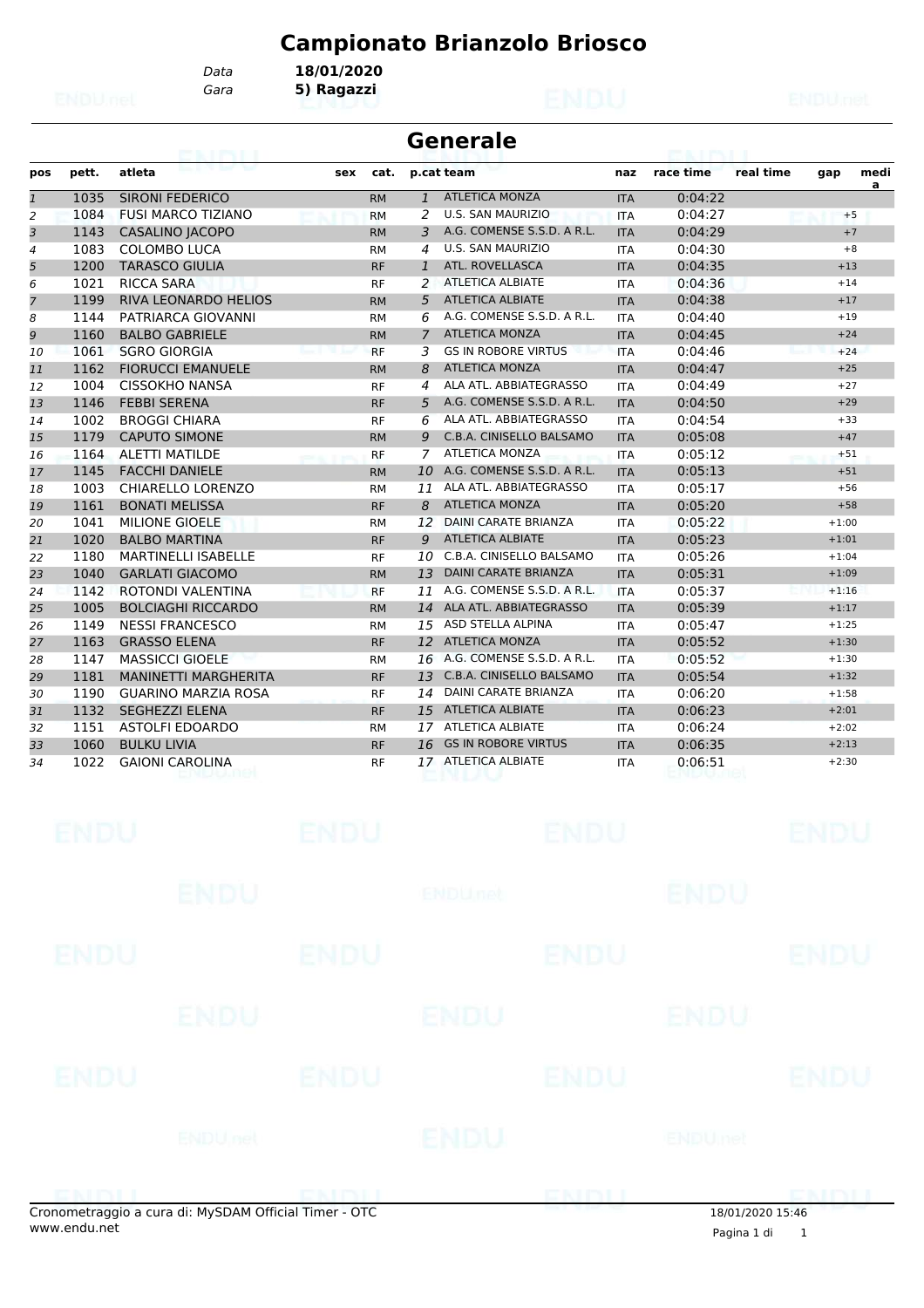# Campionato Brianzolo Briosco

Data **18/01/2020**
Gara **5) Ragazzi**

## Generale

| pos | pett. | atleta | sex | cat. | p.cat | team | naz | race time | real time | gap | media |
|---|---|---|---|---|---|---|---|---|---|---|---|
| 1 | 1035 | SIRONI FEDERICO | | RM | 1 | ATLETICA MONZA | ITA | 0:04:22 | | | |
| 2 | 1084 | FUSI MARCO TIZIANO | | RM | 2 | U.S. SAN MAURIZIO | ITA | 0:04:27 | | +5 | |
| 3 | 1143 | CASALINO JACOPO | | RM | 3 | A.G. COMENSE S.S.D. A R.L. | ITA | 0:04:29 | | +7 | |
| 4 | 1083 | COLOMBO LUCA | | RM | 4 | U.S. SAN MAURIZIO | ITA | 0:04:30 | | +8 | |
| 5 | 1200 | TARASCO GIULIA | | RF | 1 | ATL. ROVELLASCA | ITA | 0:04:35 | | +13 | |
| 6 | 1021 | RICCA SARA | | RF | 2 | ATLETICA ALBIATE | ITA | 0:04:36 | | +14 | |
| 7 | 1199 | RIVA LEONARDO HELIOS | | RM | 5 | ATLETICA ALBIATE | ITA | 0:04:38 | | +17 | |
| 8 | 1144 | PATRIARCA GIOVANNI | | RM | 6 | A.G. COMENSE S.S.D. A R.L. | ITA | 0:04:40 | | +19 | |
| 9 | 1160 | BALBO GABRIELE | | RM | 7 | ATLETICA MONZA | ITA | 0:04:45 | | +24 | |
| 10 | 1061 | SGRO GIORGIA | | RF | 3 | GS IN ROBORE VIRTUS | ITA | 0:04:46 | | +24 | |
| 11 | 1162 | FIORUCCI EMANUELE | | RM | 8 | ATLETICA MONZA | ITA | 0:04:47 | | +25 | |
| 12 | 1004 | CISSOKHO NANSA | | RF | 4 | ALA ATL. ABBIATEGRASSO | ITA | 0:04:49 | | +27 | |
| 13 | 1146 | FEBBI SERENA | | RF | 5 | A.G. COMENSE S.S.D. A R.L. | ITA | 0:04:50 | | +29 | |
| 14 | 1002 | BROGGI CHIARA | | RF | 6 | ALA ATL. ABBIATEGRASSO | ITA | 0:04:54 | | +33 | |
| 15 | 1179 | CAPUTO SIMONE | | RM | 9 | C.B.A. CINISELLO BALSAMO | ITA | 0:05:08 | | +47 | |
| 16 | 1164 | ALETTI MATILDE | | RF | 7 | ATLETICA MONZA | ITA | 0:05:12 | | +51 | |
| 17 | 1145 | FACCHI DANIELE | | RM | 10 | A.G. COMENSE S.S.D. A R.L. | ITA | 0:05:13 | | +51 | |
| 18 | 1003 | CHIARELLO LORENZO | | RM | 11 | ALA ATL. ABBIATEGRASSO | ITA | 0:05:17 | | +56 | |
| 19 | 1161 | BONATI MELISSA | | RF | 8 | ATLETICA MONZA | ITA | 0:05:20 | | +58 | |
| 20 | 1041 | MILIONE GIOELE | | RM | 12 | DAINI CARATE BRIANZA | ITA | 0:05:22 | | +1:00 | |
| 21 | 1020 | BALBO MARTINA | | RF | 9 | ATLETICA ALBIATE | ITA | 0:05:23 | | +1:01 | |
| 22 | 1180 | MARTINELLI ISABELLE | | RF | 10 | C.B.A. CINISELLO BALSAMO | ITA | 0:05:26 | | +1:04 | |
| 23 | 1040 | GARLATI GIACOMO | | RM | 13 | DAINI CARATE BRIANZA | ITA | 0:05:31 | | +1:09 | |
| 24 | 1142 | ROTONDI VALENTINA | | RF | 11 | A.G. COMENSE S.S.D. A R.L. | ITA | 0:05:37 | | +1:16 | |
| 25 | 1005 | BOLCIAGHI RICCARDO | | RM | 14 | ALA ATL. ABBIATEGRASSO | ITA | 0:05:39 | | +1:17 | |
| 26 | 1149 | NESSI FRANCESCO | | RM | 15 | ASD STELLA ALPINA | ITA | 0:05:47 | | +1:25 | |
| 27 | 1163 | GRASSO ELENA | | RF | 12 | ATLETICA MONZA | ITA | 0:05:52 | | +1:30 | |
| 28 | 1147 | MASSICCI GIOELE | | RM | 16 | A.G. COMENSE S.S.D. A R.L. | ITA | 0:05:52 | | +1:30 | |
| 29 | 1181 | MANINETTI MARGHERITA | | RF | 13 | C.B.A. CINISELLO BALSAMO | ITA | 0:05:54 | | +1:32 | |
| 30 | 1190 | GUARINO MARZIA ROSA | | RF | 14 | DAINI CARATE BRIANZA | ITA | 0:06:20 | | +1:58 | |
| 31 | 1132 | SEGHEZZI ELENA | | RF | 15 | ATLETICA ALBIATE | ITA | 0:06:23 | | +2:01 | |
| 32 | 1151 | ASTOLFI EDOARDO | | RM | 17 | ATLETICA ALBIATE | ITA | 0:06:24 | | +2:02 | |
| 33 | 1060 | BULKU LIVIA | | RF | 16 | GS IN ROBORE VIRTUS | ITA | 0:06:35 | | +2:13 | |
| 34 | 1022 | GAIONI CAROLINA | | RF | 17 | ATLETICA ALBIATE | ITA | 0:06:51 | | +2:30 | |

Cronometraggio a cura di: MySDAM Official Timer - OTC
www.endu.net

18/01/2020 15:46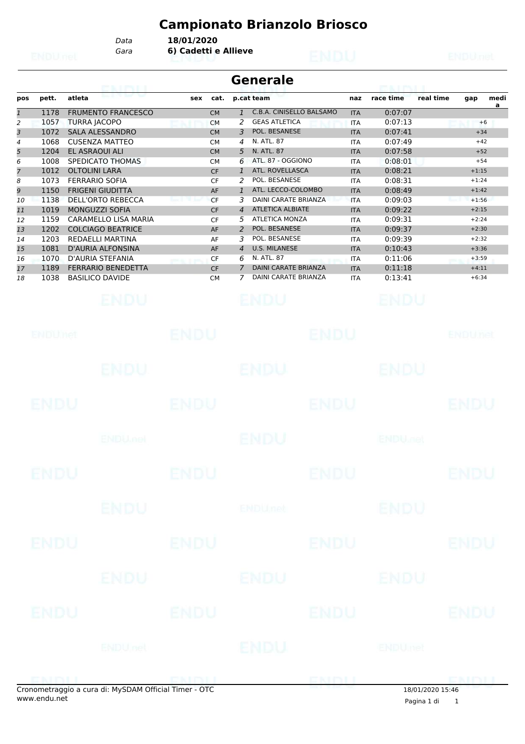# Campionato Brianzolo Briosco

*Data* **18/01/2020**
*Gara* **6) Cadetti e Allieve**

## Generale

| pos | pett. | atleta | sex | cat. | p.cat | team | naz | race time | real time | gap | media |
|---|---|---|---|---|---|---|---|---|---|---|---|
| 1 | 1178 | FRUMENTO FRANCESCO | | CM | 1 | C.B.A. CINISELLO BALSAMO | ITA | 0:07:07 | | | |
| 2 | 1057 | TURRA JACOPO | | CM | 2 | GEAS ATLETICA | ITA | 0:07:13 | | +6 | |
| 3 | 1072 | SALA ALESSANDRO | | CM | 3 | POL. BESANESE | ITA | 0:07:41 | | +34 | |
| 4 | 1068 | CUSENZA MATTEO | | CM | 4 | N. ATL. 87 | ITA | 0:07:49 | | +42 | |
| 5 | 1204 | EL ASRAOUI ALI | | CM | 5 | N. ATL. 87 | ITA | 0:07:58 | | +52 | |
| 6 | 1008 | SPEDICATO THOMAS | | CM | 6 | ATL. 87 - OGGIONO | ITA | 0:08:01 | | +54 | |
| 7 | 1012 | OLTOLINI LARA | | CF | 1 | ATL. ROVELLASCA | ITA | 0:08:21 | | +1:15 | |
| 8 | 1073 | FERRARIO SOFIA | | CF | 2 | POL. BESANESE | ITA | 0:08:31 | | +1:24 | |
| 9 | 1150 | FRIGENI GIUDITTA | | AF | 1 | ATL. LECCO-COLOMBO | ITA | 0:08:49 | | +1:42 | |
| 10 | 1138 | DELL'ORTO REBECCA | | CF | 3 | DAINI CARATE BRIANZA | ITA | 0:09:03 | | +1:56 | |
| 11 | 1019 | MONGUZZI SOFIA | | CF | 4 | ATLETICA ALBIATE | ITA | 0:09:22 | | +2:15 | |
| 12 | 1159 | CARAMELLO LISA MARIA | | CF | 5 | ATLETICA MONZA | ITA | 0:09:31 | | +2:24 | |
| 13 | 1202 | COLCIAGO BEATRICE | | AF | 2 | POL. BESANESE | ITA | 0:09:37 | | +2:30 | |
| 14 | 1203 | REDAELLI MARTINA | | AF | 3 | POL. BESANESE | ITA | 0:09:39 | | +2:32 | |
| 15 | 1081 | D'AURIA ALFONSINA | | AF | 4 | U.S. MILANESE | ITA | 0:10:43 | | +3:36 | |
| 16 | 1070 | D'AURIA STEFANIA | | CF | 6 | N. ATL. 87 | ITA | 0:11:06 | | +3:59 | |
| 17 | 1189 | FERRARIO BENEDETTA | | CF | 7 | DAINI CARATE BRIANZA | ITA | 0:11:18 | | +4:11 | |
| 18 | 1038 | BASILICO DAVIDE | | CM | 7 | DAINI CARATE BRIANZA | ITA | 0:13:41 | | +6:34 | |

Cronometraggio a cura di: MySDAM Official Timer - OTC
www.endu.net

18/01/2020 15:46